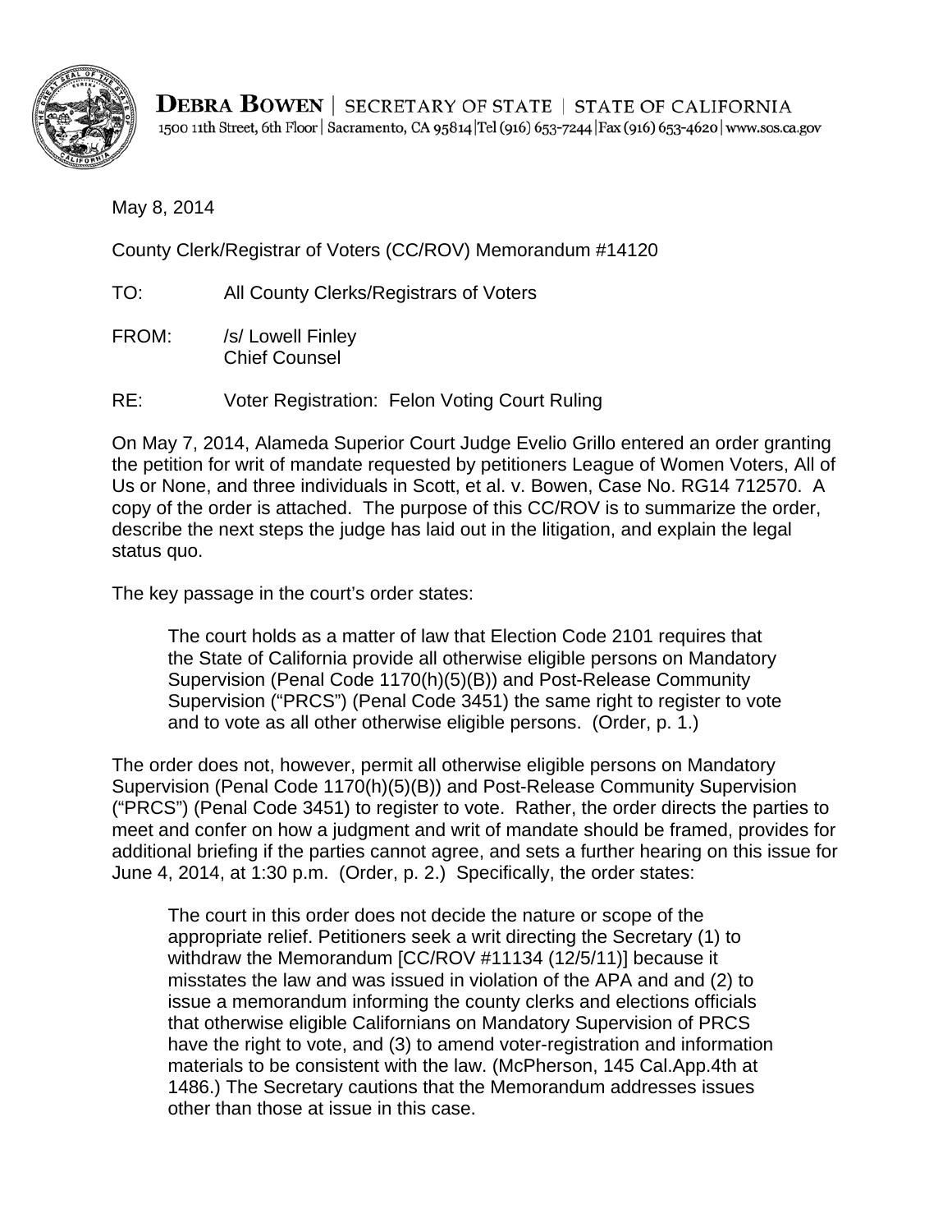**DEBRA BOWEN** | SECRETARY OF STATE | STATE OF CALIFORNIA
1500 11th Street, 6th Floor | Sacramento, CA 95814 | Tel (916) 653-7244 | Fax (916) 653-4620 | www.sos.ca.gov

May 8, 2014

County Clerk/Registrar of Voters (CC/ROV) Memorandum #14120

TO: All County Clerks/Registrars of Voters

FROM: /s/ Lowell Finley
Chief Counsel

RE: Voter Registration: Felon Voting Court Ruling

On May 7, 2014, Alameda Superior Court Judge Evelio Grillo entered an order granting the petition for writ of mandate requested by petitioners League of Women Voters, All of Us or None, and three individuals in Scott, et al. v. Bowen, Case No. RG14 712570. A copy of the order is attached. The purpose of this CC/ROV is to summarize the order, describe the next steps the judge has laid out in the litigation, and explain the legal status quo.

The key passage in the court's order states:

> The court holds as a matter of law that Election Code 2101 requires that the State of California provide all otherwise eligible persons on Mandatory Supervision (Penal Code 1170(h)(5)(B)) and Post-Release Community Supervision ("PRCS") (Penal Code 3451) the same right to register to vote and to vote as all other otherwise eligible persons. (Order, p. 1.)

The order does not, however, permit all otherwise eligible persons on Mandatory Supervision (Penal Code 1170(h)(5)(B)) and Post-Release Community Supervision ("PRCS") (Penal Code 3451) to register to vote. Rather, the order directs the parties to meet and confer on how a judgment and writ of mandate should be framed, provides for additional briefing if the parties cannot agree, and sets a further hearing on this issue for June 4, 2014, at 1:30 p.m. (Order, p. 2.) Specifically, the order states:

> The court in this order does not decide the nature or scope of the appropriate relief. Petitioners seek a writ directing the Secretary (1) to withdraw the Memorandum [CC/ROV #11134 (12/5/11)] because it misstates the law and was issued in violation of the APA and and (2) to issue a memorandum informing the county clerks and elections officials that otherwise eligible Californians on Mandatory Supervision of PRCS have the right to vote, and (3) to amend voter-registration and information materials to be consistent with the law. (McPherson, 145 Cal.App.4th at 1486.) The Secretary cautions that the Memorandum addresses issues other than those at issue in this case.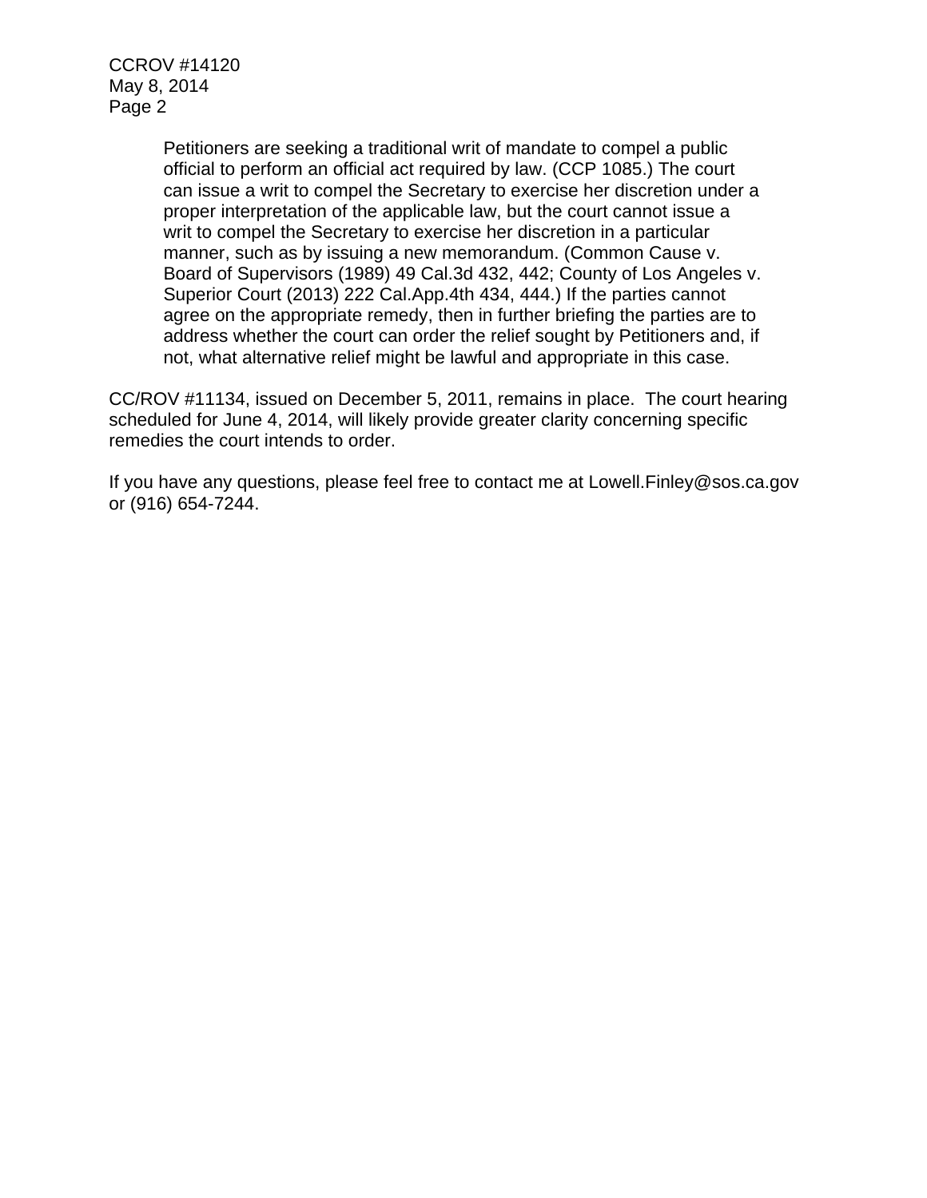> Petitioners are seeking a traditional writ of mandate to compel a public official to perform an official act required by law. (CCP 1085.) The court can issue a writ to compel the Secretary to exercise her discretion under a proper interpretation of the applicable law, but the court cannot issue a writ to compel the Secretary to exercise her discretion in a particular manner, such as by issuing a new memorandum. (Common Cause v. Board of Supervisors (1989) 49 Cal.3d 432, 442; County of Los Angeles v. Superior Court (2013) 222 Cal.App.4th 434, 444.) If the parties cannot agree on the appropriate remedy, then in further briefing the parties are to address whether the court can order the relief sought by Petitioners and, if not, what alternative relief might be lawful and appropriate in this case.

CC/ROV #11134, issued on December 5, 2011, remains in place. The court hearing scheduled for June 4, 2014, will likely provide greater clarity concerning specific remedies the court intends to order.

If you have any questions, please feel free to contact me at Lowell.Finley@sos.ca.gov or (916) 654-7244.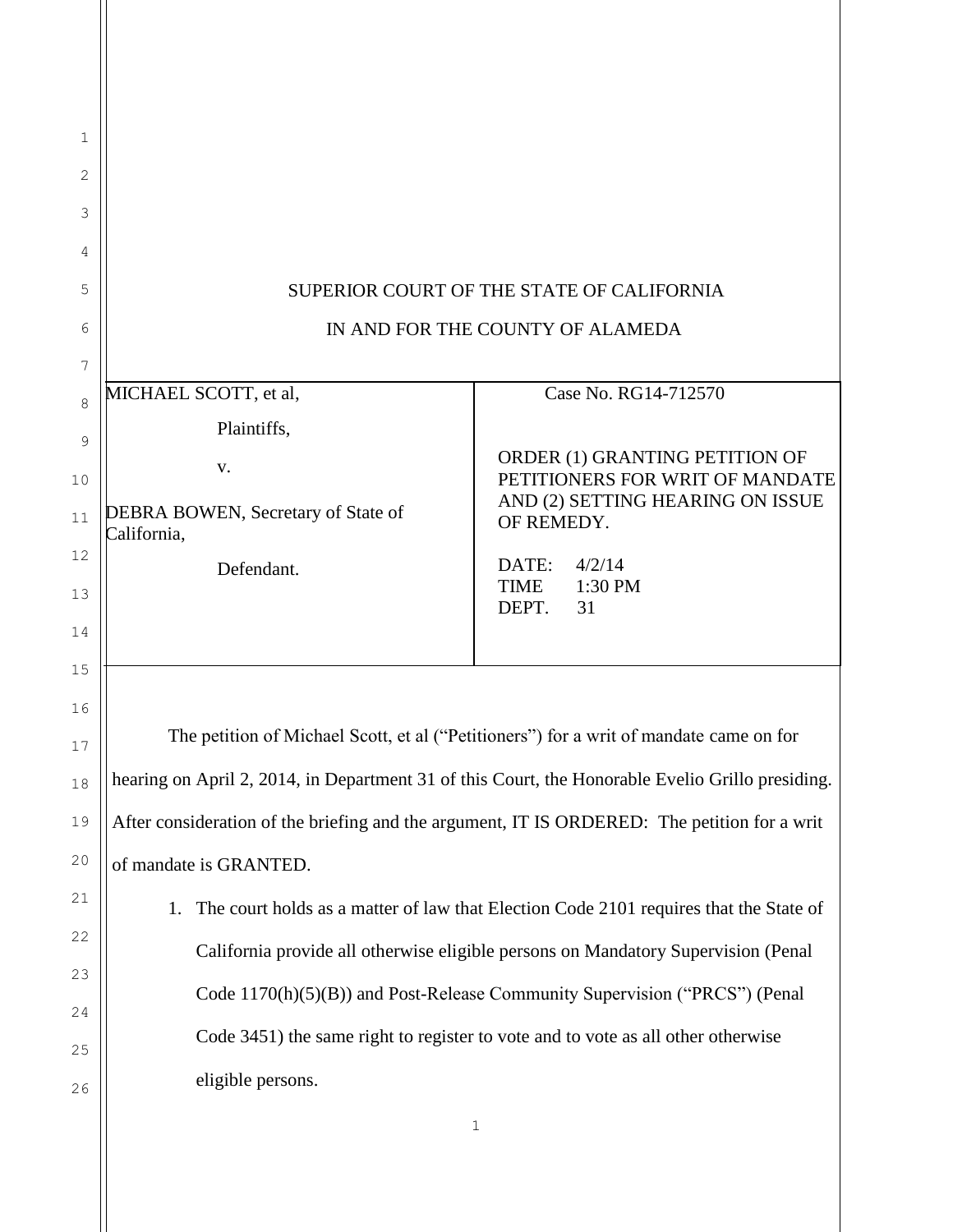SUPERIOR COURT OF THE STATE OF CALIFORNIA

IN AND FOR THE COUNTY OF ALAMEDA

| MICHAEL SCOTT, et al, Plaintiffs, v. DEBRA BOWEN, Secretary of State of California, Defendant. | Case No. RG14-712570 ORDER (1) GRANTING PETITION OF PETITIONERS FOR WRIT OF MANDATE AND (2) SETTING HEARING ON ISSUE OF REMEDY. DATE: 4/2/14 TIME 1:30 PM DEPT. 31 |
|---|---|

The petition of Michael Scott, et al ("Petitioners") for a writ of mandate came on for hearing on April 2, 2014, in Department 31 of this Court, the Honorable Evelio Grillo presiding. After consideration of the briefing and the argument, IT IS ORDERED: The petition for a writ of mandate is GRANTED.

1. The court holds as a matter of law that Election Code 2101 requires that the State of California provide all otherwise eligible persons on Mandatory Supervision (Penal Code 1170(h)(5)(B)) and Post-Release Community Supervision ("PRCS") (Penal Code 3451) the same right to register to vote and to vote as all other otherwise eligible persons.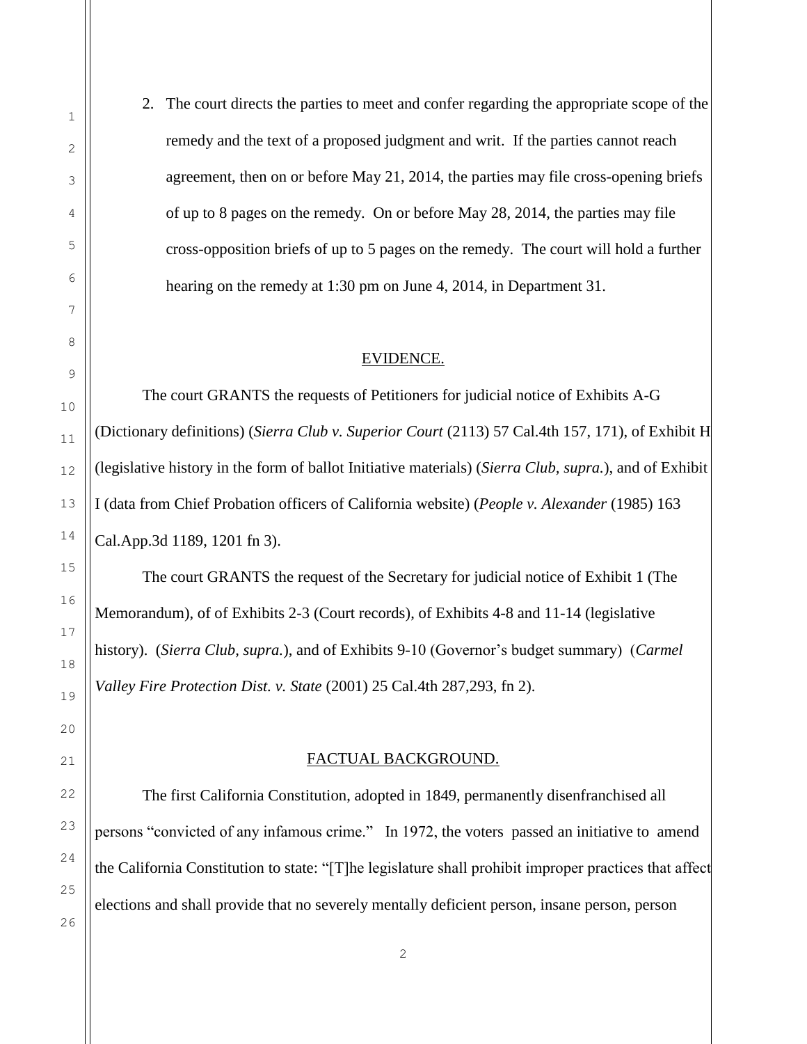2. The court directs the parties to meet and confer regarding the appropriate scope of the remedy and the text of a proposed judgment and writ. If the parties cannot reach agreement, then on or before May 21, 2014, the parties may file cross-opening briefs of up to 8 pages on the remedy. On or before May 28, 2014, the parties may file cross-opposition briefs of up to 5 pages on the remedy. The court will hold a further hearing on the remedy at 1:30 pm on June 4, 2014, in Department 31.

## EVIDENCE.

The court GRANTS the requests of Petitioners for judicial notice of Exhibits A-G (Dictionary definitions) (*Sierra Club v. Superior Court* (2113) 57 Cal.4th 157, 171), of Exhibit H (legislative history in the form of ballot Initiative materials) (*Sierra Club, supra.*), and of Exhibit I (data from Chief Probation officers of California website) (*People v. Alexander* (1985) 163 Cal.App.3d 1189, 1201 fn 3).

The court GRANTS the request of the Secretary for judicial notice of Exhibit 1 (The Memorandum), of of Exhibits 2-3 (Court records), of Exhibits 4-8 and 11-14 (legislative history). (*Sierra Club, supra.*), and of Exhibits 9-10 (Governor's budget summary) (*Carmel Valley Fire Protection Dist. v. State* (2001) 25 Cal.4th 287,293, fn 2).

## FACTUAL BACKGROUND.

The first California Constitution, adopted in 1849, permanently disenfranchised all persons "convicted of any infamous crime." In 1972, the voters passed an initiative to amend the California Constitution to state: "[T]he legislature shall prohibit improper practices that affect elections and shall provide that no severely mentally deficient person, insane person, person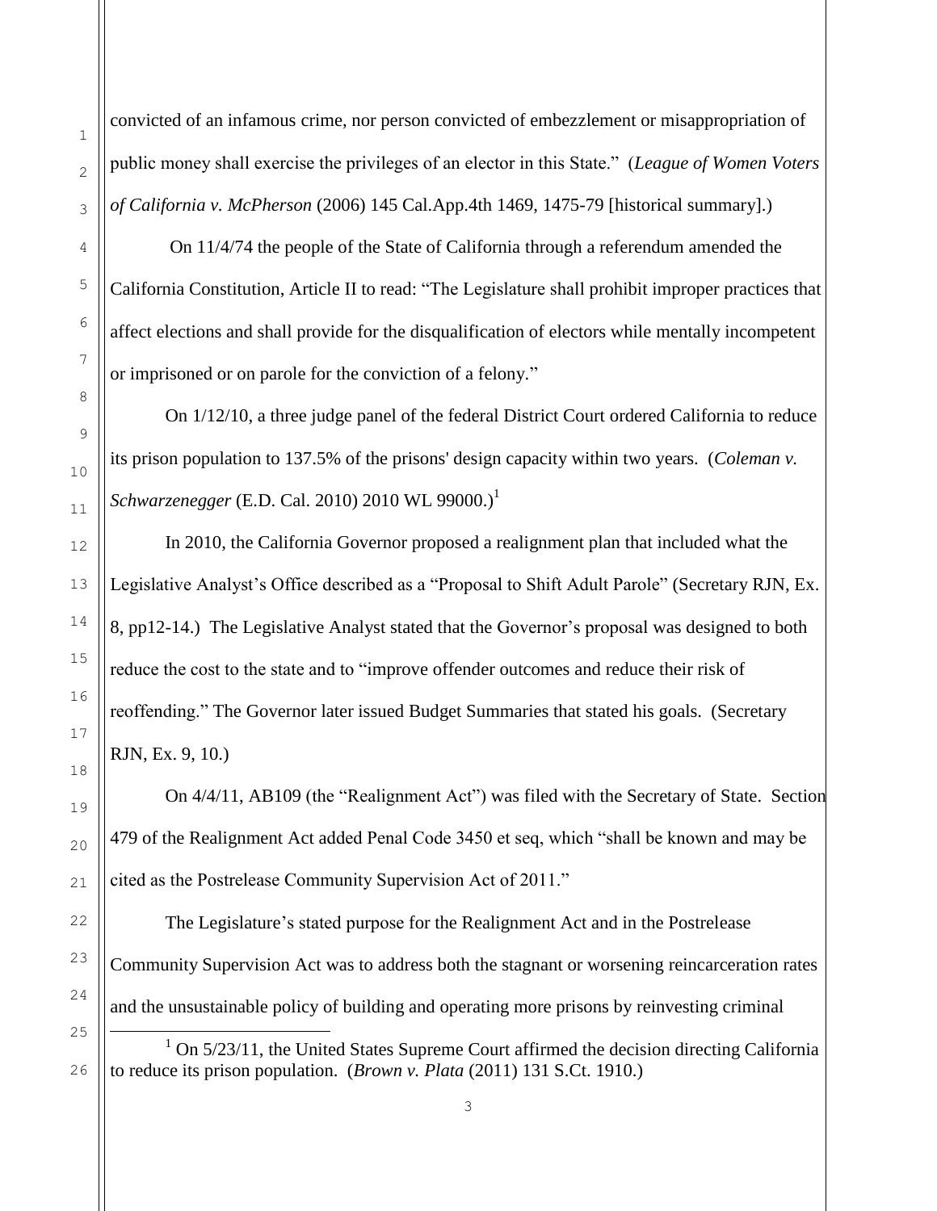convicted of an infamous crime, nor person convicted of embezzlement or misappropriation of public money shall exercise the privileges of an elector in this State." (*League of Women Voters of California v. McPherson* (2006) 145 Cal.App.4th 1469, 1475-79 [historical summary].)

On 11/4/74 the people of the State of California through a referendum amended the California Constitution, Article II to read: "The Legislature shall prohibit improper practices that affect elections and shall provide for the disqualification of electors while mentally incompetent or imprisoned or on parole for the conviction of a felony."

On 1/12/10, a three judge panel of the federal District Court ordered California to reduce its prison population to 137.5% of the prisons' design capacity within two years. (*Coleman v. Schwarzenegger* (E.D. Cal. 2010) 2010 WL 99000.)[1]

In 2010, the California Governor proposed a realignment plan that included what the Legislative Analyst's Office described as a "Proposal to Shift Adult Parole" (Secretary RJN, Ex. 8, pp12-14.) The Legislative Analyst stated that the Governor's proposal was designed to both reduce the cost to the state and to "improve offender outcomes and reduce their risk of reoffending." The Governor later issued Budget Summaries that stated his goals. (Secretary RJN, Ex. 9, 10.)

On 4/4/11, AB109 (the "Realignment Act") was filed with the Secretary of State. Section 479 of the Realignment Act added Penal Code 3450 et seq, which "shall be known and may be cited as the Postrelease Community Supervision Act of 2011."

The Legislature's stated purpose for the Realignment Act and in the Postrelease Community Supervision Act was to address both the stagnant or worsening reincarceration rates and the unsustainable policy of building and operating more prisons by reinvesting criminal

[1] On 5/23/11, the United States Supreme Court affirmed the decision directing California to reduce its prison population. (*Brown v. Plata* (2011) 131 S.Ct. 1910.)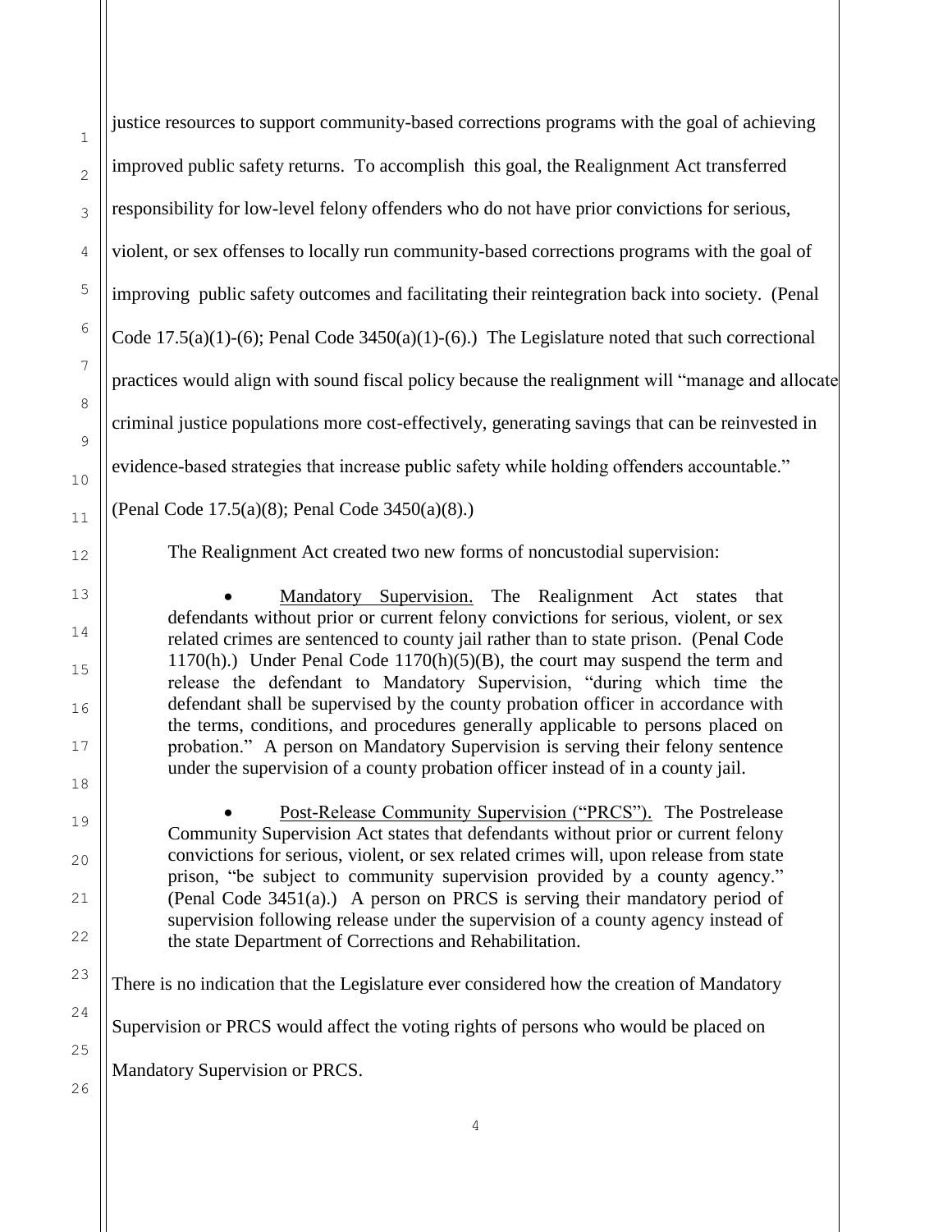justice resources to support community-based corrections programs with the goal of achieving improved public safety returns. To accomplish this goal, the Realignment Act transferred responsibility for low-level felony offenders who do not have prior convictions for serious, violent, or sex offenses to locally run community-based corrections programs with the goal of improving public safety outcomes and facilitating their reintegration back into society. (Penal Code 17.5(a)(1)-(6); Penal Code 3450(a)(1)-(6).) The Legislature noted that such correctional practices would align with sound fiscal policy because the realignment will "manage and allocate criminal justice populations more cost-effectively, generating savings that can be reinvested in evidence-based strategies that increase public safety while holding offenders accountable." (Penal Code 17.5(a)(8); Penal Code 3450(a)(8).)

The Realignment Act created two new forms of noncustodial supervision:

- Mandatory Supervision. The Realignment Act states that defendants without prior or current felony convictions for serious, violent, or sex related crimes are sentenced to county jail rather than to state prison. (Penal Code 1170(h).) Under Penal Code 1170(h)(5)(B), the court may suspend the term and release the defendant to Mandatory Supervision, "during which time the defendant shall be supervised by the county probation officer in accordance with the terms, conditions, and procedures generally applicable to persons placed on probation." A person on Mandatory Supervision is serving their felony sentence under the supervision of a county probation officer instead of in a county jail.

- Post-Release Community Supervision ("PRCS"). The Postrelease Community Supervision Act states that defendants without prior or current felony convictions for serious, violent, or sex related crimes will, upon release from state prison, "be subject to community supervision provided by a county agency." (Penal Code 3451(a).) A person on PRCS is serving their mandatory period of supervision following release under the supervision of a county agency instead of the state Department of Corrections and Rehabilitation.

There is no indication that the Legislature ever considered how the creation of Mandatory Supervision or PRCS would affect the voting rights of persons who would be placed on Mandatory Supervision or PRCS.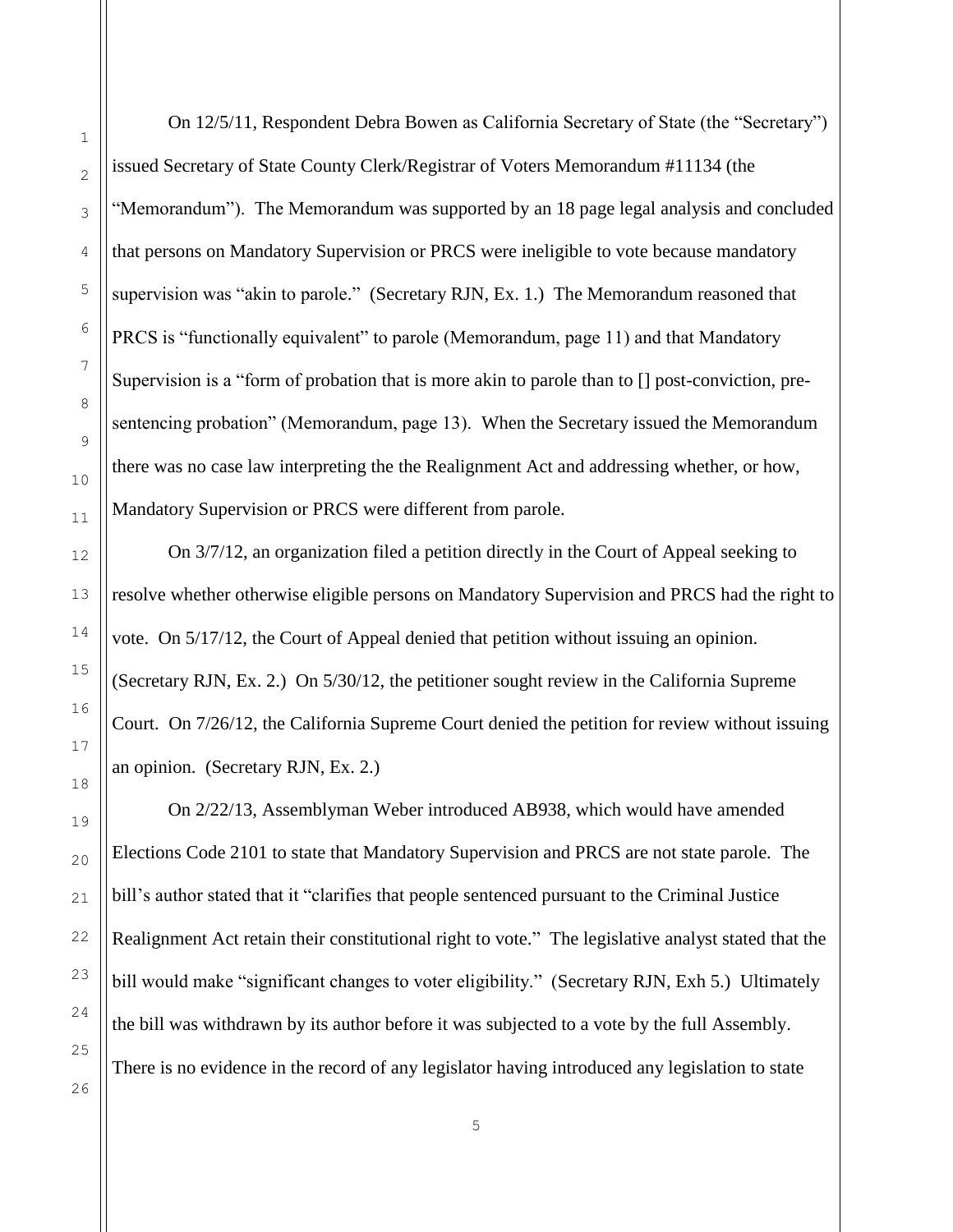On 12/5/11, Respondent Debra Bowen as California Secretary of State (the "Secretary") issued Secretary of State County Clerk/Registrar of Voters Memorandum #11134 (the "Memorandum"). The Memorandum was supported by an 18 page legal analysis and concluded that persons on Mandatory Supervision or PRCS were ineligible to vote because mandatory supervision was "akin to parole." (Secretary RJN, Ex. 1.) The Memorandum reasoned that PRCS is "functionally equivalent" to parole (Memorandum, page 11) and that Mandatory Supervision is a "form of probation that is more akin to parole than to [] post-conviction, pre-sentencing probation" (Memorandum, page 13). When the Secretary issued the Memorandum there was no case law interpreting the the Realignment Act and addressing whether, or how, Mandatory Supervision or PRCS were different from parole.

On 3/7/12, an organization filed a petition directly in the Court of Appeal seeking to resolve whether otherwise eligible persons on Mandatory Supervision and PRCS had the right to vote. On 5/17/12, the Court of Appeal denied that petition without issuing an opinion. (Secretary RJN, Ex. 2.) On 5/30/12, the petitioner sought review in the California Supreme Court. On 7/26/12, the California Supreme Court denied the petition for review without issuing an opinion. (Secretary RJN, Ex. 2.)

On 2/22/13, Assemblyman Weber introduced AB938, which would have amended Elections Code 2101 to state that Mandatory Supervision and PRCS are not state parole. The bill's author stated that it "clarifies that people sentenced pursuant to the Criminal Justice Realignment Act retain their constitutional right to vote." The legislative analyst stated that the bill would make "significant changes to voter eligibility." (Secretary RJN, Exh 5.) Ultimately the bill was withdrawn by its author before it was subjected to a vote by the full Assembly. There is no evidence in the record of any legislator having introduced any legislation to state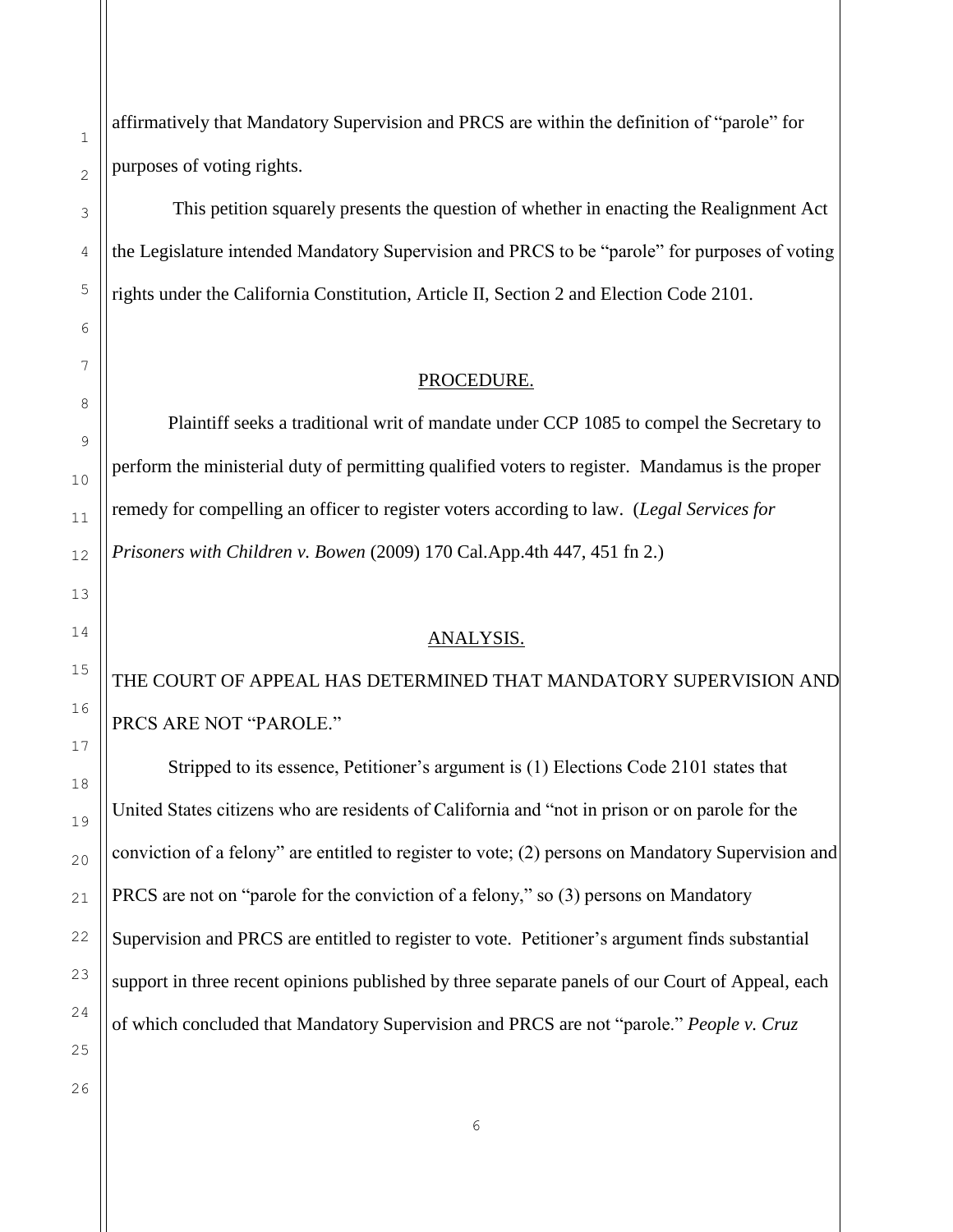affirmatively that Mandatory Supervision and PRCS are within the definition of "parole" for purposes of voting rights.

This petition squarely presents the question of whether in enacting the Realignment Act the Legislature intended Mandatory Supervision and PRCS to be "parole" for purposes of voting rights under the California Constitution, Article II, Section 2 and Election Code 2101.

## PROCEDURE.

Plaintiff seeks a traditional writ of mandate under CCP 1085 to compel the Secretary to perform the ministerial duty of permitting qualified voters to register. Mandamus is the proper remedy for compelling an officer to register voters according to law. (*Legal Services for Prisoners with Children v. Bowen* (2009) 170 Cal.App.4th 447, 451 fn 2.)

## ANALYSIS.

### THE COURT OF APPEAL HAS DETERMINED THAT MANDATORY SUPERVISION AND PRCS ARE NOT "PAROLE."

Stripped to its essence, Petitioner's argument is (1) Elections Code 2101 states that United States citizens who are residents of California and "not in prison or on parole for the conviction of a felony" are entitled to register to vote; (2) persons on Mandatory Supervision and PRCS are not on "parole for the conviction of a felony," so (3) persons on Mandatory Supervision and PRCS are entitled to register to vote. Petitioner's argument finds substantial support in three recent opinions published by three separate panels of our Court of Appeal, each of which concluded that Mandatory Supervision and PRCS are not "parole." *People v. Cruz*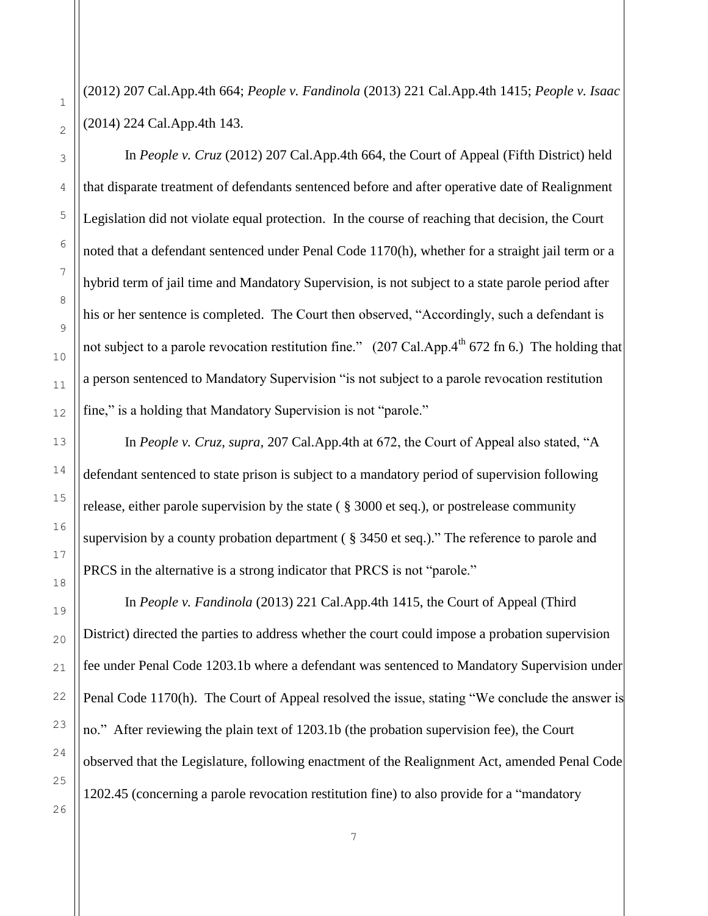(2012) 207 Cal.App.4th 664; *People v. Fandinola* (2013) 221 Cal.App.4th 1415; *People v. Isaac* (2014) 224 Cal.App.4th 143.

In *People v. Cruz* (2012) 207 Cal.App.4th 664, the Court of Appeal (Fifth District) held that disparate treatment of defendants sentenced before and after operative date of Realignment Legislation did not violate equal protection. In the course of reaching that decision, the Court noted that a defendant sentenced under Penal Code 1170(h), whether for a straight jail term or a hybrid term of jail time and Mandatory Supervision, is not subject to a state parole period after his or her sentence is completed. The Court then observed, "Accordingly, such a defendant is not subject to a parole revocation restitution fine." (207 Cal.App.4th 672 fn 6.) The holding that a person sentenced to Mandatory Supervision "is not subject to a parole revocation restitution fine," is a holding that Mandatory Supervision is not "parole."

In *People v. Cruz, supra*, 207 Cal.App.4th at 672, the Court of Appeal also stated, "A defendant sentenced to state prison is subject to a mandatory period of supervision following release, either parole supervision by the state ( § 3000 et seq.), or postrelease community supervision by a county probation department ( § 3450 et seq.)." The reference to parole and PRCS in the alternative is a strong indicator that PRCS is not "parole."

In *People v. Fandinola* (2013) 221 Cal.App.4th 1415, the Court of Appeal (Third District) directed the parties to address whether the court could impose a probation supervision fee under Penal Code 1203.1b where a defendant was sentenced to Mandatory Supervision under Penal Code 1170(h). The Court of Appeal resolved the issue, stating "We conclude the answer is no." After reviewing the plain text of 1203.1b (the probation supervision fee), the Court observed that the Legislature, following enactment of the Realignment Act, amended Penal Code 1202.45 (concerning a parole revocation restitution fine) to also provide for a "mandatory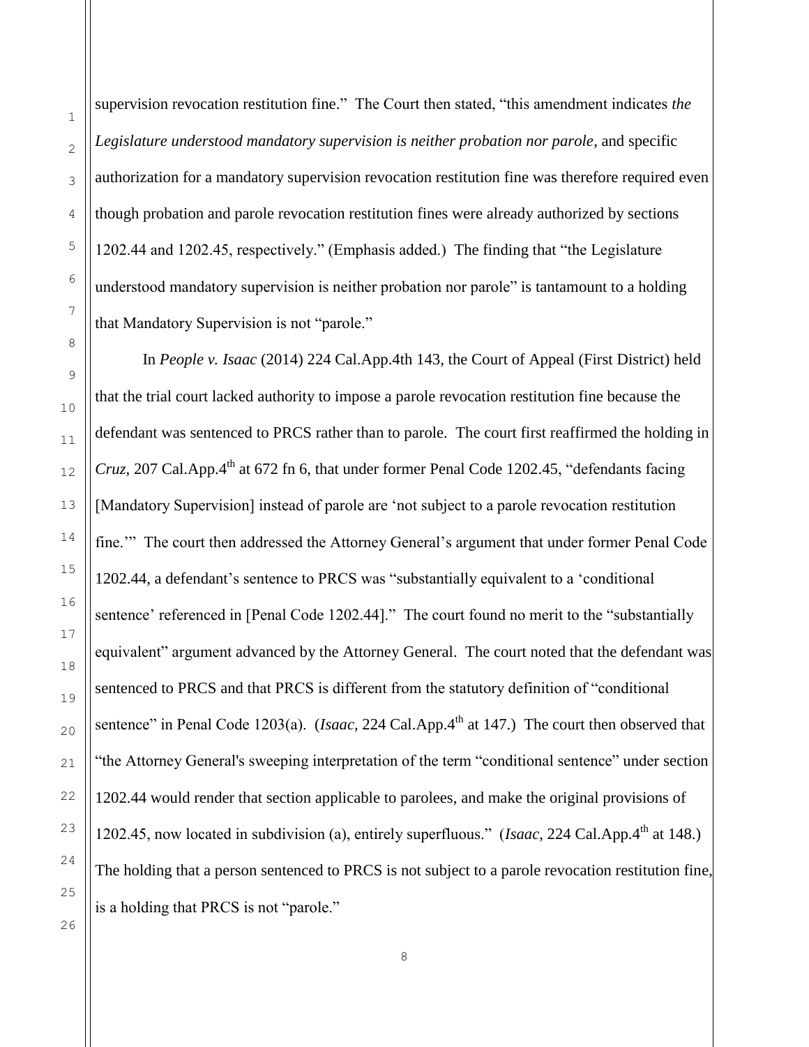supervision revocation restitution fine." The Court then stated, "this amendment indicates *the Legislature understood mandatory supervision is neither probation nor parole*, and specific authorization for a mandatory supervision revocation restitution fine was therefore required even though probation and parole revocation restitution fines were already authorized by sections 1202.44 and 1202.45, respectively." (Emphasis added.) The finding that "the Legislature understood mandatory supervision is neither probation nor parole" is tantamount to a holding that Mandatory Supervision is not "parole."

In *People v. Isaac* (2014) 224 Cal.App.4th 143, the Court of Appeal (First District) held that the trial court lacked authority to impose a parole revocation restitution fine because the defendant was sentenced to PRCS rather than to parole. The court first reaffirmed the holding in *Cruz*, 207 Cal.App.4th at 672 fn 6, that under former Penal Code 1202.45, "defendants facing [Mandatory Supervision] instead of parole are 'not subject to a parole revocation restitution fine.'" The court then addressed the Attorney General's argument that under former Penal Code 1202.44, a defendant's sentence to PRCS was "substantially equivalent to a 'conditional sentence' referenced in [Penal Code 1202.44]." The court found no merit to the "substantially equivalent" argument advanced by the Attorney General. The court noted that the defendant was sentenced to PRCS and that PRCS is different from the statutory definition of "conditional sentence" in Penal Code 1203(a). (*Isaac*, 224 Cal.App.4th at 147.) The court then observed that "the Attorney General's sweeping interpretation of the term "conditional sentence" under section 1202.44 would render that section applicable to parolees, and make the original provisions of 1202.45, now located in subdivision (a), entirely superfluous." (*Isaac*, 224 Cal.App.4th at 148.) The holding that a person sentenced to PRCS is not subject to a parole revocation restitution fine, is a holding that PRCS is not "parole."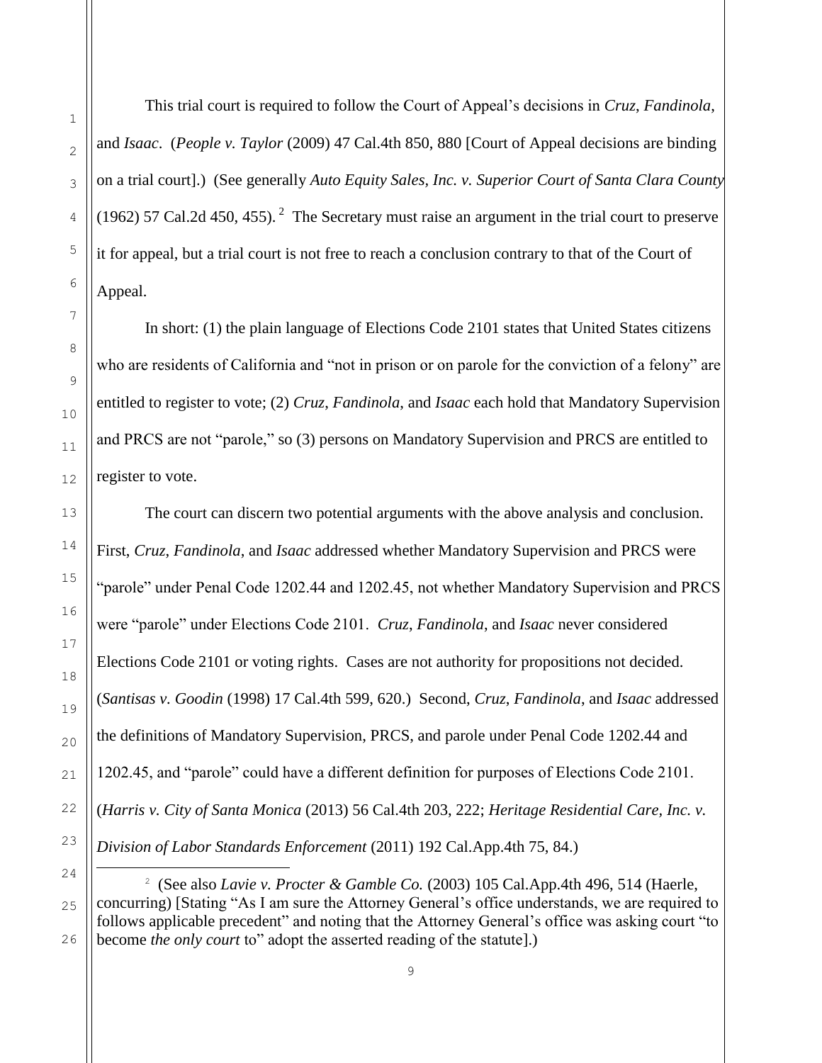This trial court is required to follow the Court of Appeal's decisions in *Cruz*, *Fandinola*, and *Isaac*. (*People v. Taylor* (2009) 47 Cal.4th 850, 880 [Court of Appeal decisions are binding on a trial court].) (See generally *Auto Equity Sales, Inc. v. Superior Court of Santa Clara County* (1962) 57 Cal.2d 450, 455).[2] The Secretary must raise an argument in the trial court to preserve it for appeal, but a trial court is not free to reach a conclusion contrary to that of the Court of Appeal.

In short: (1) the plain language of Elections Code 2101 states that United States citizens who are residents of California and "not in prison or on parole for the conviction of a felony" are entitled to register to vote; (2) *Cruz*, *Fandinola*, and *Isaac* each hold that Mandatory Supervision and PRCS are not "parole," so (3) persons on Mandatory Supervision and PRCS are entitled to register to vote.

The court can discern two potential arguments with the above analysis and conclusion. First, *Cruz*, *Fandinola*, and *Isaac* addressed whether Mandatory Supervision and PRCS were "parole" under Penal Code 1202.44 and 1202.45, not whether Mandatory Supervision and PRCS were "parole" under Elections Code 2101. *Cruz*, *Fandinola*, and *Isaac* never considered Elections Code 2101 or voting rights. Cases are not authority for propositions not decided. (*Santisas v. Goodin* (1998) 17 Cal.4th 599, 620.) Second, *Cruz*, *Fandinola*, and *Isaac* addressed the definitions of Mandatory Supervision, PRCS, and parole under Penal Code 1202.44 and 1202.45, and "parole" could have a different definition for purposes of Elections Code 2101. (*Harris v. City of Santa Monica* (2013) 56 Cal.4th 203, 222; *Heritage Residential Care, Inc. v. Division of Labor Standards Enforcement* (2011) 192 Cal.App.4th 75, 84.)

---

[2] (See also *Lavie v. Procter & Gamble Co.* (2003) 105 Cal.App.4th 496, 514 (Haerle, concurring) [Stating "As I am sure the Attorney General's office understands, we are required to follows applicable precedent" and noting that the Attorney General's office was asking court "to become *the only court* to" adopt the asserted reading of the statute].)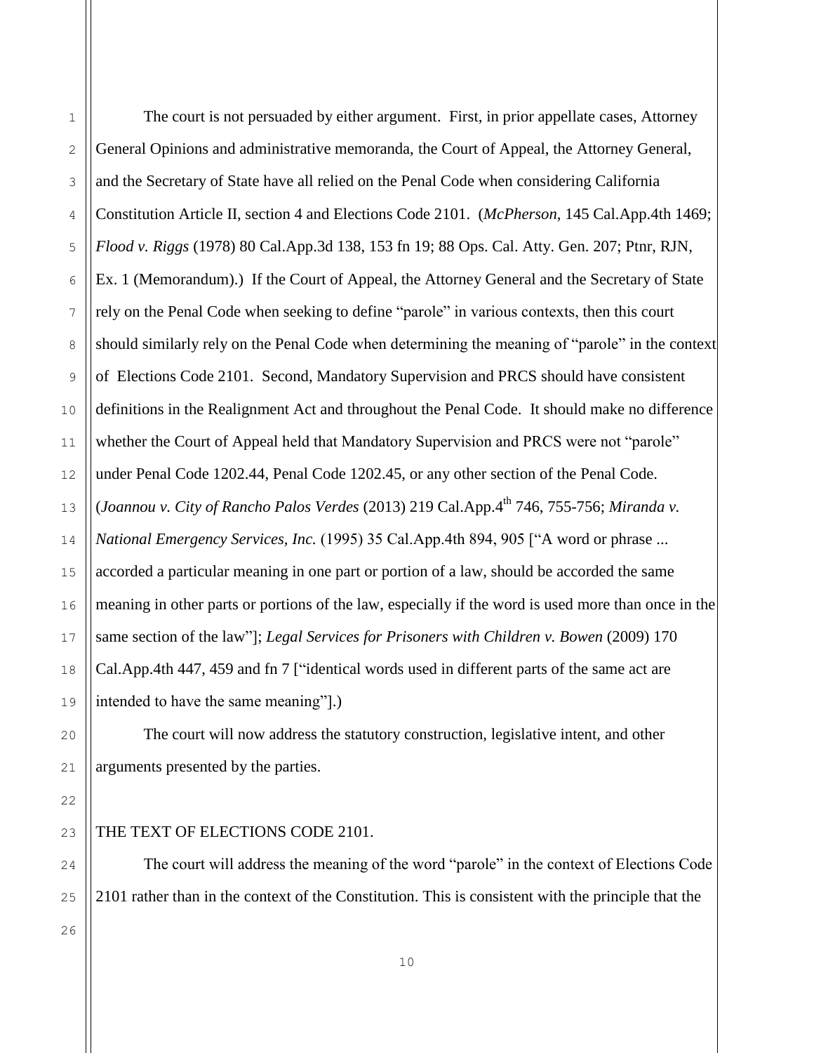The court is not persuaded by either argument. First, in prior appellate cases, Attorney General Opinions and administrative memoranda, the Court of Appeal, the Attorney General, and the Secretary of State have all relied on the Penal Code when considering California Constitution Article II, section 4 and Elections Code 2101. (*McPherson*, 145 Cal.App.4th 1469; *Flood v. Riggs* (1978) 80 Cal.App.3d 138, 153 fn 19; 88 Ops. Cal. Atty. Gen. 207; Ptnr, RJN, Ex. 1 (Memorandum).) If the Court of Appeal, the Attorney General and the Secretary of State rely on the Penal Code when seeking to define "parole" in various contexts, then this court should similarly rely on the Penal Code when determining the meaning of "parole" in the context of Elections Code 2101. Second, Mandatory Supervision and PRCS should have consistent definitions in the Realignment Act and throughout the Penal Code. It should make no difference whether the Court of Appeal held that Mandatory Supervision and PRCS were not "parole" under Penal Code 1202.44, Penal Code 1202.45, or any other section of the Penal Code. (*Joannou v. City of Rancho Palos Verdes* (2013) 219 Cal.App.4th 746, 755-756; *Miranda v. National Emergency Services, Inc.* (1995) 35 Cal.App.4th 894, 905 ["A word or phrase ... accorded a particular meaning in one part or portion of a law, should be accorded the same meaning in other parts or portions of the law, especially if the word is used more than once in the same section of the law"]; *Legal Services for Prisoners with Children v. Bowen* (2009) 170 Cal.App.4th 447, 459 and fn 7 ["identical words used in different parts of the same act are intended to have the same meaning"].)

The court will now address the statutory construction, legislative intent, and other arguments presented by the parties.

THE TEXT OF ELECTIONS CODE 2101.

The court will address the meaning of the word "parole" in the context of Elections Code 2101 rather than in the context of the Constitution. This is consistent with the principle that the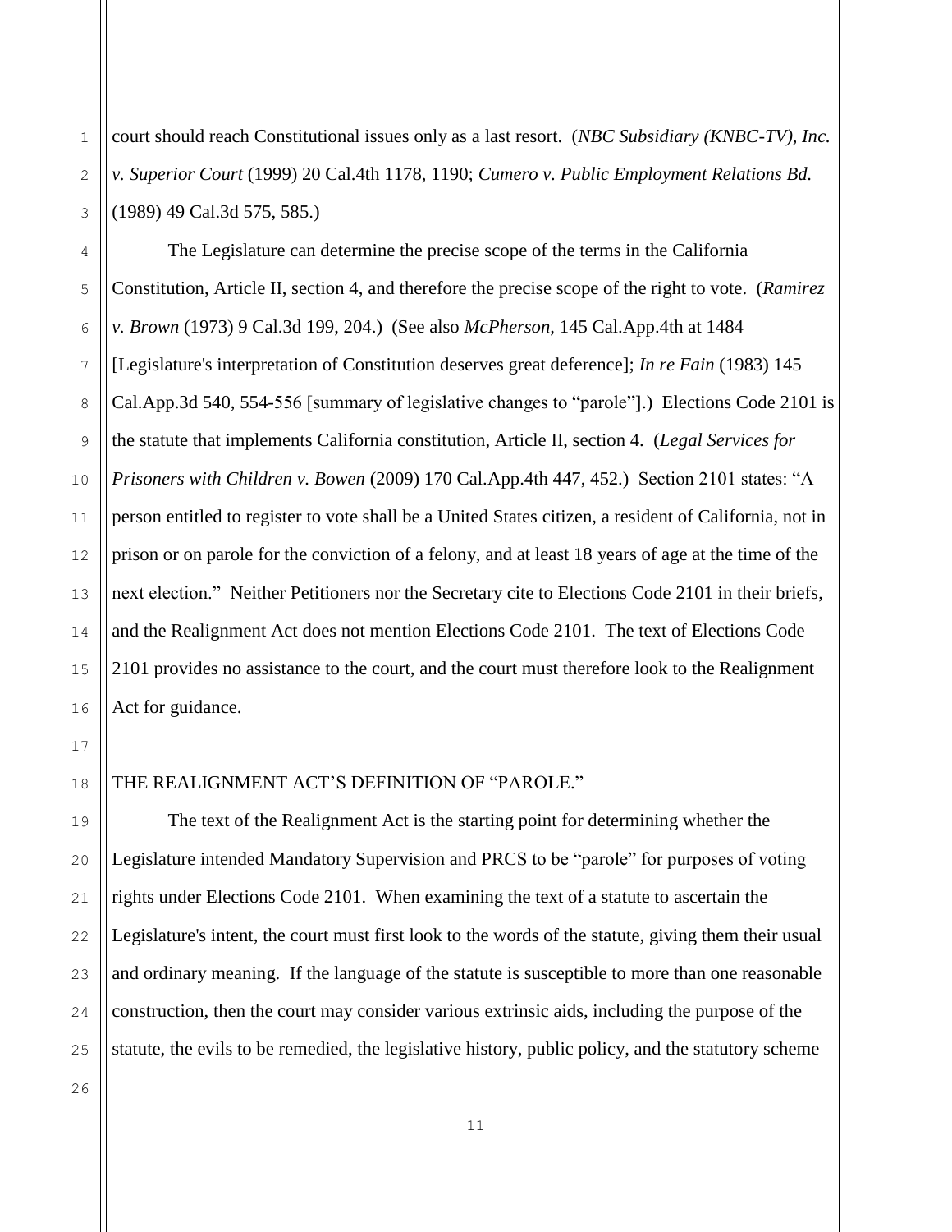court should reach Constitutional issues only as a last resort. (*NBC Subsidiary (KNBC-TV), Inc. v. Superior Court* (1999) 20 Cal.4th 1178, 1190; *Cumero v. Public Employment Relations Bd.* (1989) 49 Cal.3d 575, 585.)

The Legislature can determine the precise scope of the terms in the California Constitution, Article II, section 4, and therefore the precise scope of the right to vote. (*Ramirez v. Brown* (1973) 9 Cal.3d 199, 204.) (See also *McPherson,* 145 Cal.App.4th at 1484 [Legislature's interpretation of Constitution deserves great deference]; *In re Fain* (1983) 145 Cal.App.3d 540, 554-556 [summary of legislative changes to "parole"].) Elections Code 2101 is the statute that implements California constitution, Article II, section 4. (*Legal Services for Prisoners with Children v. Bowen* (2009) 170 Cal.App.4th 447, 452.) Section 2101 states: "A person entitled to register to vote shall be a United States citizen, a resident of California, not in prison or on parole for the conviction of a felony, and at least 18 years of age at the time of the next election." Neither Petitioners nor the Secretary cite to Elections Code 2101 in their briefs, and the Realignment Act does not mention Elections Code 2101. The text of Elections Code 2101 provides no assistance to the court, and the court must therefore look to the Realignment Act for guidance.

THE REALIGNMENT ACT'S DEFINITION OF "PAROLE."

The text of the Realignment Act is the starting point for determining whether the Legislature intended Mandatory Supervision and PRCS to be "parole" for purposes of voting rights under Elections Code 2101. When examining the text of a statute to ascertain the Legislature's intent, the court must first look to the words of the statute, giving them their usual and ordinary meaning. If the language of the statute is susceptible to more than one reasonable construction, then the court may consider various extrinsic aids, including the purpose of the statute, the evils to be remedied, the legislative history, public policy, and the statutory scheme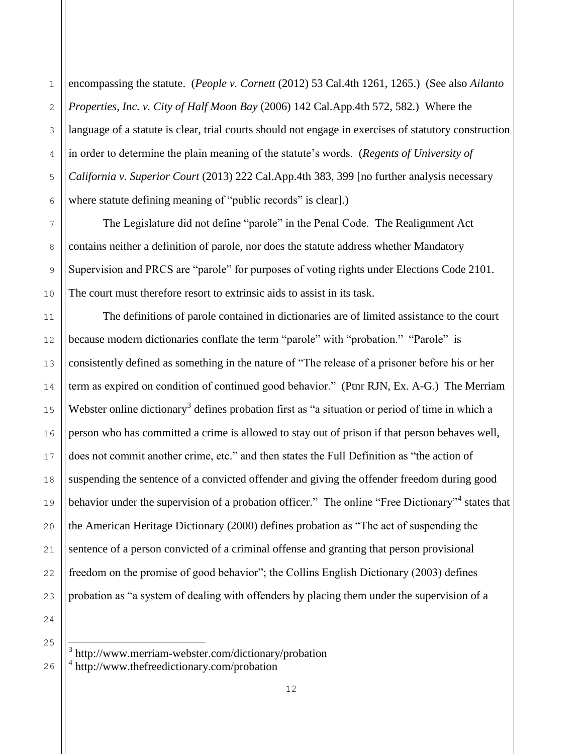encompassing the statute. (*People v. Cornett* (2012) 53 Cal.4th 1261, 1265.) (See also *Ailanto Properties, Inc. v. City of Half Moon Bay* (2006) 142 Cal.App.4th 572, 582.) Where the language of a statute is clear, trial courts should not engage in exercises of statutory construction in order to determine the plain meaning of the statute's words. (*Regents of University of California v. Superior Court* (2013) 222 Cal.App.4th 383, 399 [no further analysis necessary where statute defining meaning of "public records" is clear].)

The Legislature did not define "parole" in the Penal Code. The Realignment Act contains neither a definition of parole, nor does the statute address whether Mandatory Supervision and PRCS are "parole" for purposes of voting rights under Elections Code 2101. The court must therefore resort to extrinsic aids to assist in its task.

The definitions of parole contained in dictionaries are of limited assistance to the court because modern dictionaries conflate the term "parole" with "probation." "Parole" is consistently defined as something in the nature of "The release of a prisoner before his or her term as expired on condition of continued good behavior." (Ptnr RJN, Ex. A-G.) The Merriam Webster online dictionary[3] defines probation first as "a situation or period of time in which a person who has committed a crime is allowed to stay out of prison if that person behaves well, does not commit another crime, etc." and then states the Full Definition as "the action of suspending the sentence of a convicted offender and giving the offender freedom during good behavior under the supervision of a probation officer." The online "Free Dictionary"[4] states that the American Heritage Dictionary (2000) defines probation as "The act of suspending the sentence of a person convicted of a criminal offense and granting that person provisional freedom on the promise of good behavior"; the Collins English Dictionary (2003) defines probation as "a system of dealing with offenders by placing them under the supervision of a

---

[3] http://www.merriam-webster.com/dictionary/probation

[4] http://www.thefreedictionary.com/probation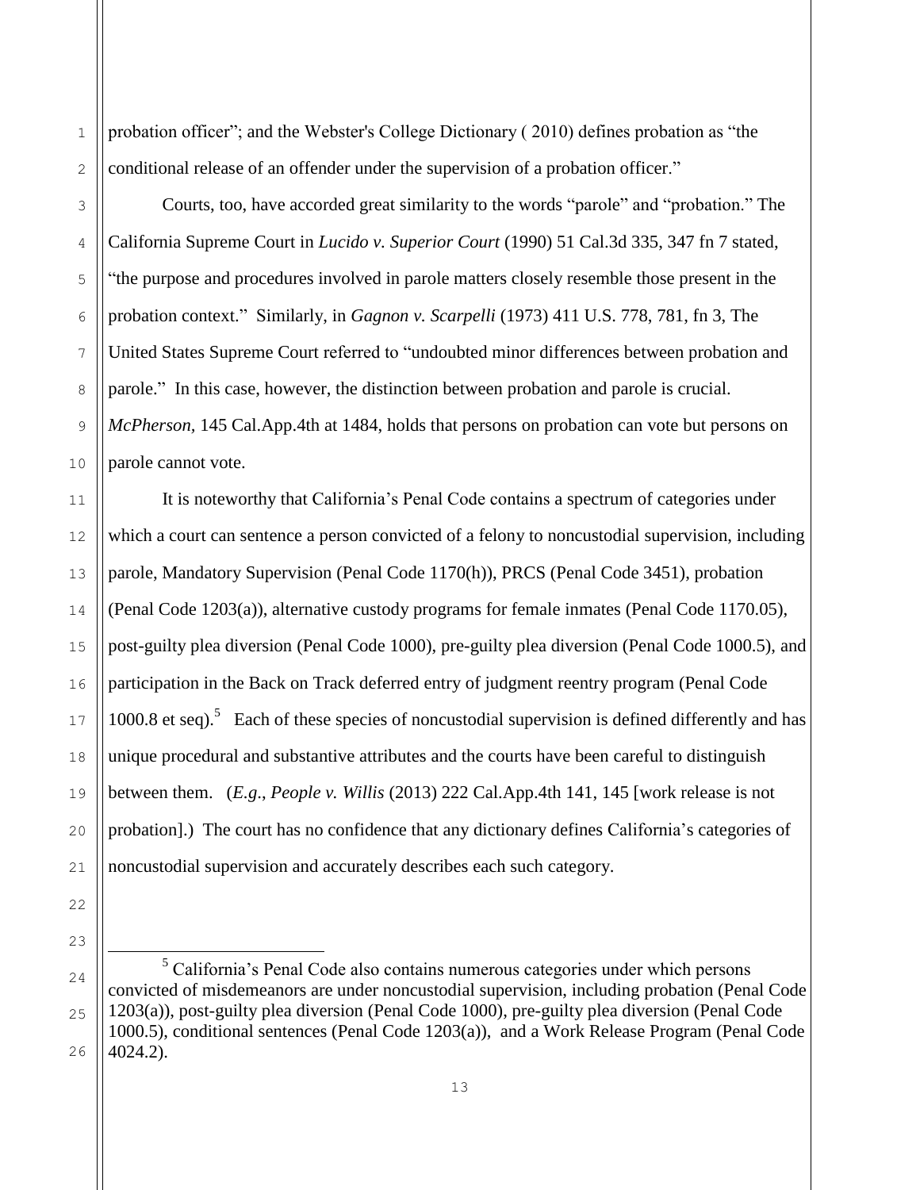probation officer"; and the Webster's College Dictionary ( 2010) defines probation as "the conditional release of an offender under the supervision of a probation officer."

Courts, too, have accorded great similarity to the words "parole" and "probation." The California Supreme Court in *Lucido v. Superior Court* (1990) 51 Cal.3d 335, 347 fn 7 stated, "the purpose and procedures involved in parole matters closely resemble those present in the probation context." Similarly, in *Gagnon v. Scarpelli* (1973) 411 U.S. 778, 781, fn 3, The United States Supreme Court referred to "undoubted minor differences between probation and parole." In this case, however, the distinction between probation and parole is crucial. *McPherson*, 145 Cal.App.4th at 1484, holds that persons on probation can vote but persons on parole cannot vote.

It is noteworthy that California's Penal Code contains a spectrum of categories under which a court can sentence a person convicted of a felony to noncustodial supervision, including parole, Mandatory Supervision (Penal Code 1170(h)), PRCS (Penal Code 3451), probation (Penal Code 1203(a)), alternative custody programs for female inmates (Penal Code 1170.05), post-guilty plea diversion (Penal Code 1000), pre-guilty plea diversion (Penal Code 1000.5), and participation in the Back on Track deferred entry of judgment reentry program (Penal Code 1000.8 et seq).[5] Each of these species of noncustodial supervision is defined differently and has unique procedural and substantive attributes and the courts have been careful to distinguish between them. (*E.g.*, *People v. Willis* (2013) 222 Cal.App.4th 141, 145 [work release is not probation].) The court has no confidence that any dictionary defines California's categories of noncustodial supervision and accurately describes each such category.

---

[5] California's Penal Code also contains numerous categories under which persons convicted of misdemeanors are under noncustodial supervision, including probation (Penal Code 1203(a)), post-guilty plea diversion (Penal Code 1000), pre-guilty plea diversion (Penal Code 1000.5), conditional sentences (Penal Code 1203(a)), and a Work Release Program (Penal Code 4024.2).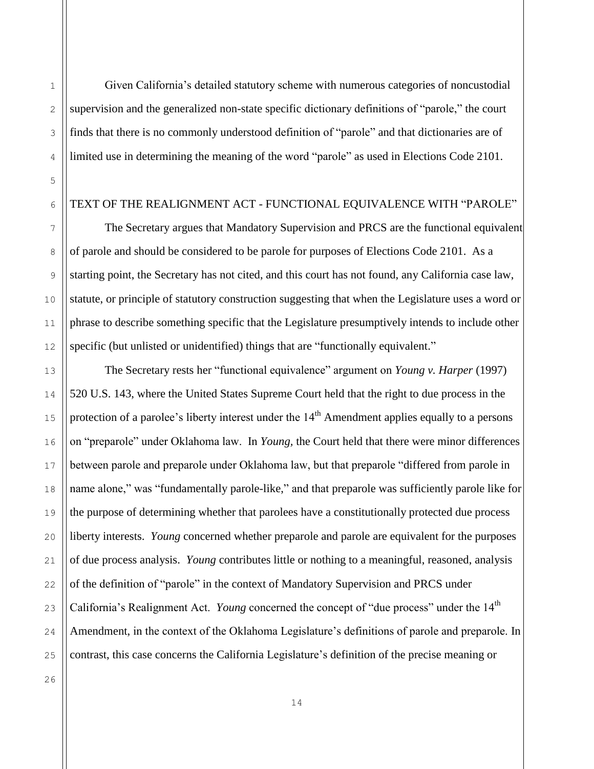Given California's detailed statutory scheme with numerous categories of noncustodial supervision and the generalized non-state specific dictionary definitions of "parole," the court finds that there is no commonly understood definition of "parole" and that dictionaries are of limited use in determining the meaning of the word "parole" as used in Elections Code 2101.

TEXT OF THE REALIGNMENT ACT - FUNCTIONAL EQUIVALENCE WITH "PAROLE"

The Secretary argues that Mandatory Supervision and PRCS are the functional equivalent of parole and should be considered to be parole for purposes of Elections Code 2101. As a starting point, the Secretary has not cited, and this court has not found, any California case law, statute, or principle of statutory construction suggesting that when the Legislature uses a word or phrase to describe something specific that the Legislature presumptively intends to include other specific (but unlisted or unidentified) things that are "functionally equivalent."

The Secretary rests her "functional equivalence" argument on *Young v. Harper* (1997) 520 U.S. 143, where the United States Supreme Court held that the right to due process in the protection of a parolee's liberty interest under the 14th Amendment applies equally to a persons on "preparole" under Oklahoma law. In *Young,* the Court held that there were minor differences between parole and preparole under Oklahoma law, but that preparole "differed from parole in name alone," was "fundamentally parole-like," and that preparole was sufficiently parole like for the purpose of determining whether that parolees have a constitutionally protected due process liberty interests. *Young* concerned whether preparole and parole are equivalent for the purposes of due process analysis. *Young* contributes little or nothing to a meaningful, reasoned, analysis of the definition of "parole" in the context of Mandatory Supervision and PRCS under California's Realignment Act. *Young* concerned the concept of "due process" under the 14th Amendment, in the context of the Oklahoma Legislature's definitions of parole and preparole. In contrast, this case concerns the California Legislature's definition of the precise meaning or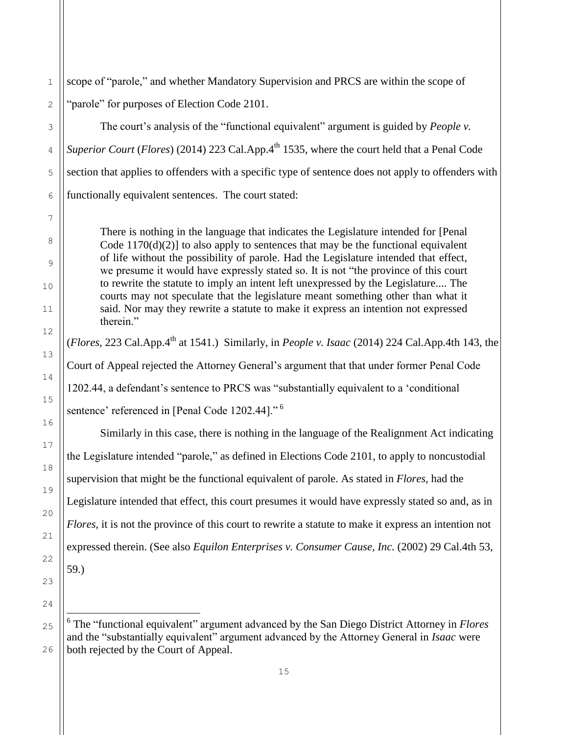scope of "parole," and whether Mandatory Supervision and PRCS are within the scope of "parole" for purposes of Election Code 2101.

The court's analysis of the "functional equivalent" argument is guided by *People v. Superior Court* (*Flores*) (2014) 223 Cal.App.4[th] 1535, where the court held that a Penal Code section that applies to offenders with a specific type of sentence does not apply to offenders with functionally equivalent sentences. The court stated:

> There is nothing in the language that indicates the Legislature intended for [Penal Code 1170(d)(2)] to also apply to sentences that may be the functional equivalent of life without the possibility of parole. Had the Legislature intended that effect, we presume it would have expressly stated so. It is not "the province of this court to rewrite the statute to imply an intent left unexpressed by the Legislature.... The courts may not speculate that the legislature meant something other than what it said. Nor may they rewrite a statute to make it express an intention not expressed therein."

(*Flores*, 223 Cal.App.4[th] at 1541.) Similarly, in *People v. Isaac* (2014) 224 Cal.App.4th 143, the Court of Appeal rejected the Attorney General's argument that that under former Penal Code 1202.44, a defendant's sentence to PRCS was "substantially equivalent to a 'conditional sentence' referenced in [Penal Code 1202.44]."[6]

Similarly in this case, there is nothing in the language of the Realignment Act indicating the Legislature intended "parole," as defined in Elections Code 2101, to apply to noncustodial supervision that might be the functional equivalent of parole. As stated in *Flores,* had the Legislature intended that effect, this court presumes it would have expressly stated so and, as in *Flores,* it is not the province of this court to rewrite a statute to make it express an intention not expressed therein. (See also *Equilon Enterprises v. Consumer Cause, Inc.* (2002) 29 Cal.4th 53, 59.)

---

[6] The "functional equivalent" argument advanced by the San Diego District Attorney in *Flores* and the "substantially equivalent" argument advanced by the Attorney General in *Isaac* were both rejected by the Court of Appeal.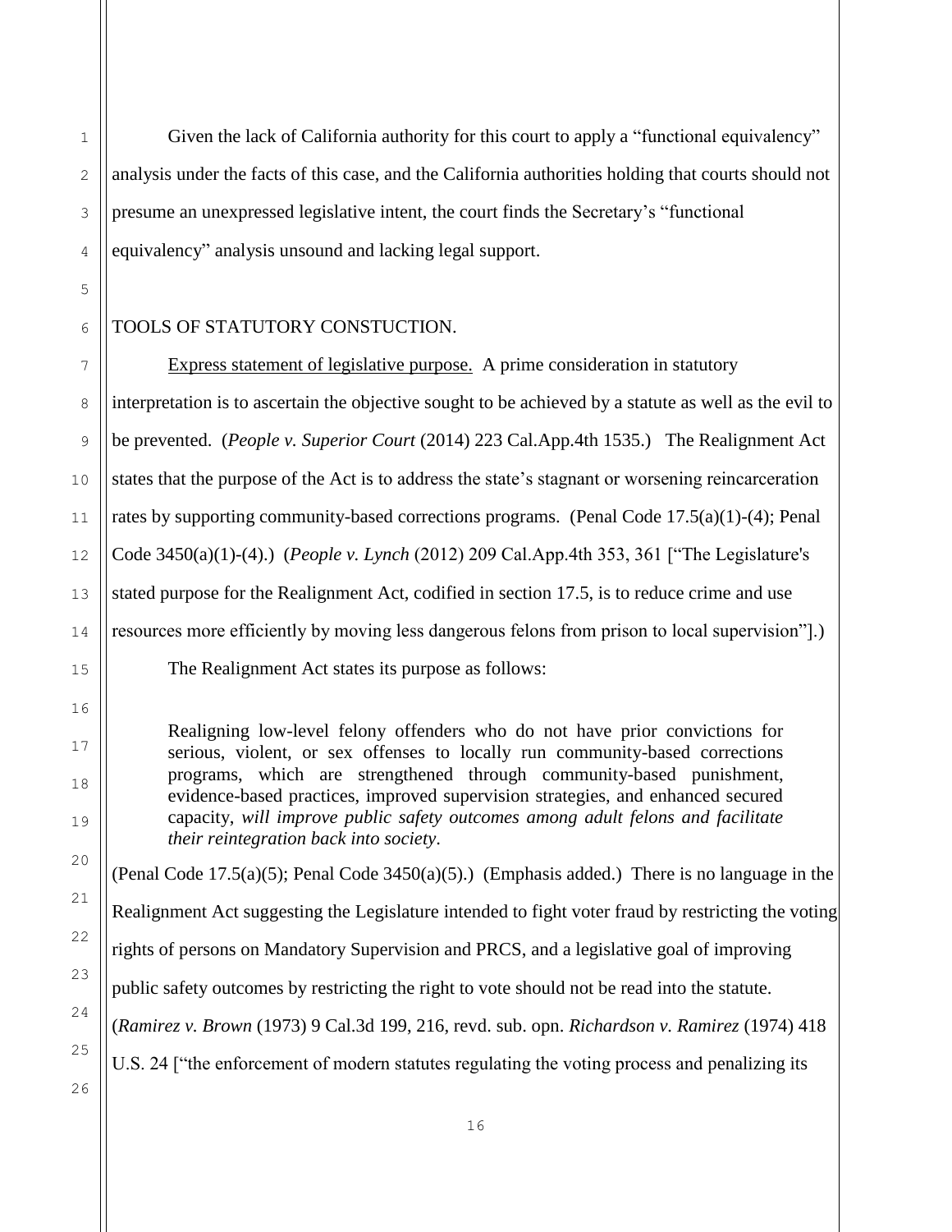Given the lack of California authority for this court to apply a "functional equivalency" analysis under the facts of this case, and the California authorities holding that courts should not presume an unexpressed legislative intent, the court finds the Secretary's "functional equivalency" analysis unsound and lacking legal support.

TOOLS OF STATUTORY CONSTUCTION.

Express statement of legislative purpose. A prime consideration in statutory interpretation is to ascertain the objective sought to be achieved by a statute as well as the evil to be prevented. (*People v. Superior Court* (2014) 223 Cal.App.4th 1535.) The Realignment Act states that the purpose of the Act is to address the state's stagnant or worsening reincarceration rates by supporting community-based corrections programs. (Penal Code 17.5(a)(1)-(4); Penal Code 3450(a)(1)-(4).) (*People v. Lynch* (2012) 209 Cal.App.4th 353, 361 ["The Legislature's stated purpose for the Realignment Act, codified in section 17.5, is to reduce crime and use resources more efficiently by moving less dangerous felons from prison to local supervision"].)

The Realignment Act states its purpose as follows:

> Realigning low-level felony offenders who do not have prior convictions for serious, violent, or sex offenses to locally run community-based corrections programs, which are strengthened through community-based punishment, evidence-based practices, improved supervision strategies, and enhanced secured capacity, *will improve public safety outcomes among adult felons and facilitate their reintegration back into society*.

(Penal Code 17.5(a)(5); Penal Code 3450(a)(5).) (Emphasis added.) There is no language in the Realignment Act suggesting the Legislature intended to fight voter fraud by restricting the voting rights of persons on Mandatory Supervision and PRCS, and a legislative goal of improving public safety outcomes by restricting the right to vote should not be read into the statute. (*Ramirez v. Brown* (1973) 9 Cal.3d 199, 216, revd. sub. opn. *Richardson v. Ramirez* (1974) 418 U.S. 24 ["the enforcement of modern statutes regulating the voting process and penalizing its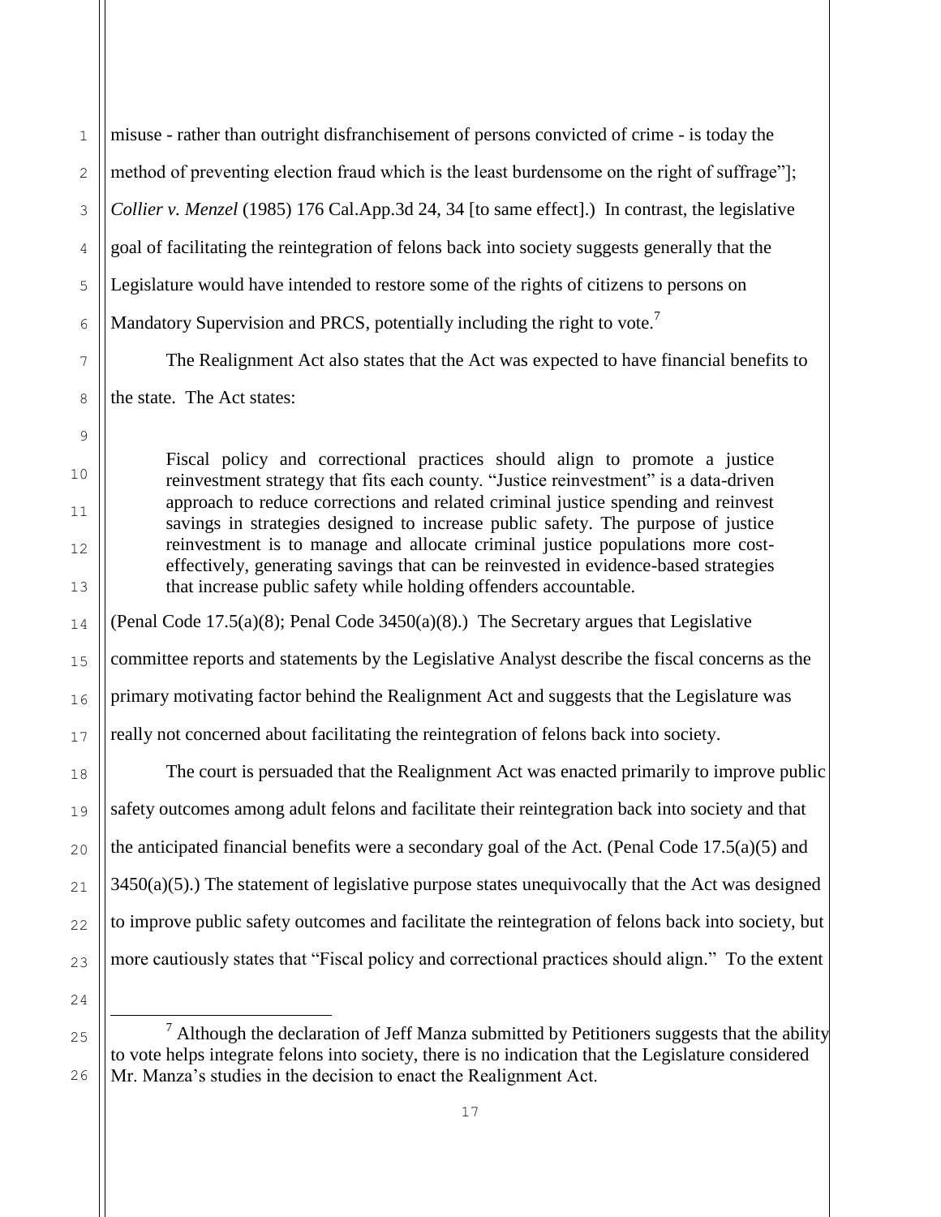misuse - rather than outright disfranchisement of persons convicted of crime - is today the method of preventing election fraud which is the least burdensome on the right of suffrage"]; *Collier v. Menzel* (1985) 176 Cal.App.3d 24, 34 [to same effect].) In contrast, the legislative goal of facilitating the reintegration of felons back into society suggests generally that the Legislature would have intended to restore some of the rights of citizens to persons on Mandatory Supervision and PRCS, potentially including the right to vote.[7]

The Realignment Act also states that the Act was expected to have financial benefits to the state. The Act states:

> Fiscal policy and correctional practices should align to promote a justice reinvestment strategy that fits each county. "Justice reinvestment" is a data-driven approach to reduce corrections and related criminal justice spending and reinvest savings in strategies designed to increase public safety. The purpose of justice reinvestment is to manage and allocate criminal justice populations more cost-effectively, generating savings that can be reinvested in evidence-based strategies that increase public safety while holding offenders accountable.

(Penal Code 17.5(a)(8); Penal Code 3450(a)(8).) The Secretary argues that Legislative committee reports and statements by the Legislative Analyst describe the fiscal concerns as the primary motivating factor behind the Realignment Act and suggests that the Legislature was really not concerned about facilitating the reintegration of felons back into society.

The court is persuaded that the Realignment Act was enacted primarily to improve public safety outcomes among adult felons and facilitate their reintegration back into society and that the anticipated financial benefits were a secondary goal of the Act. (Penal Code 17.5(a)(5) and 3450(a)(5).) The statement of legislative purpose states unequivocally that the Act was designed to improve public safety outcomes and facilitate the reintegration of felons back into society, but more cautiously states that "Fiscal policy and correctional practices should align." To the extent

---

[7] Although the declaration of Jeff Manza submitted by Petitioners suggests that the ability to vote helps integrate felons into society, there is no indication that the Legislature considered Mr. Manza's studies in the decision to enact the Realignment Act.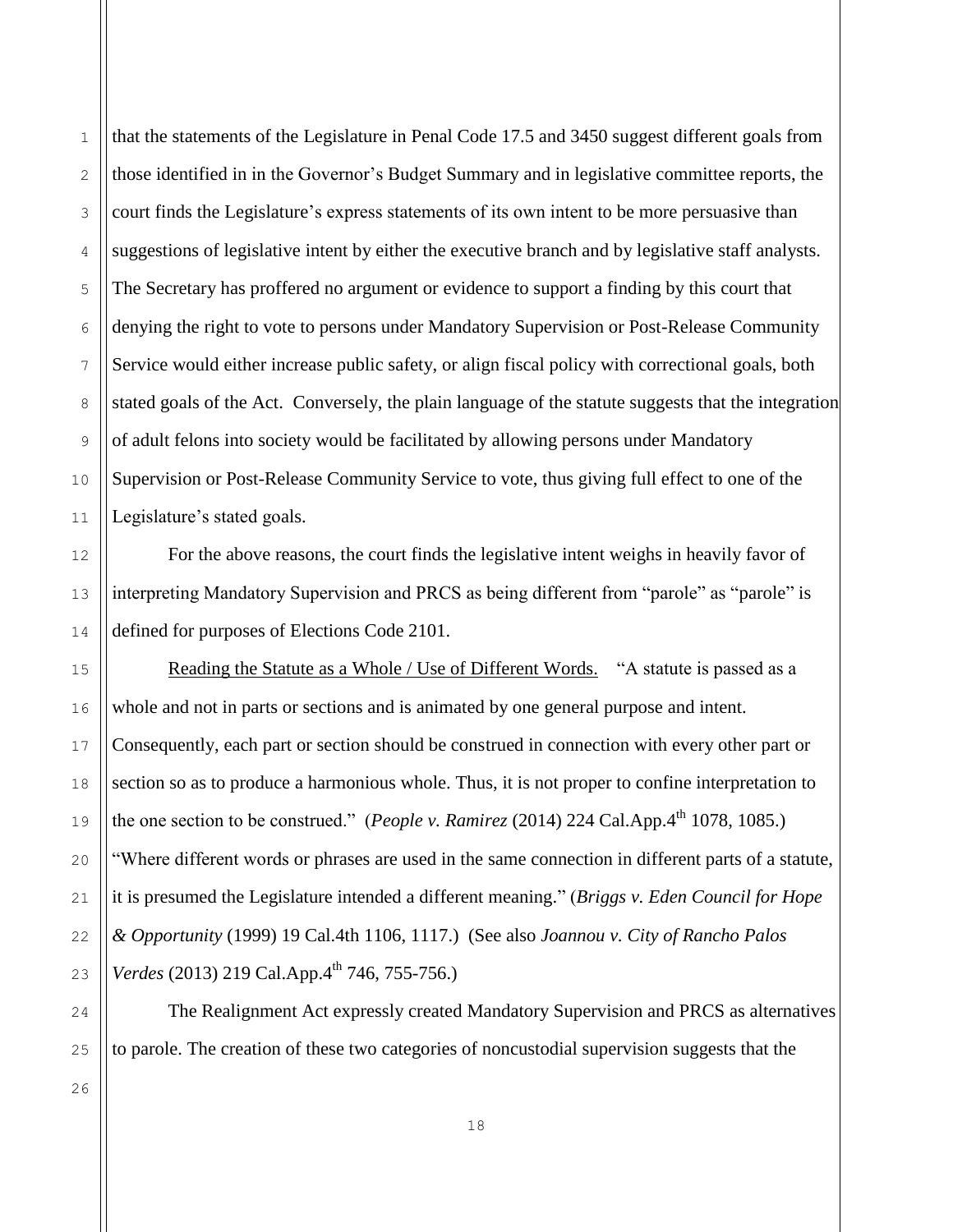that the statements of the Legislature in Penal Code 17.5 and 3450 suggest different goals from those identified in in the Governor's Budget Summary and in legislative committee reports, the court finds the Legislature's express statements of its own intent to be more persuasive than suggestions of legislative intent by either the executive branch and by legislative staff analysts. The Secretary has proffered no argument or evidence to support a finding by this court that denying the right to vote to persons under Mandatory Supervision or Post-Release Community Service would either increase public safety, or align fiscal policy with correctional goals, both stated goals of the Act. Conversely, the plain language of the statute suggests that the integration of adult felons into society would be facilitated by allowing persons under Mandatory Supervision or Post-Release Community Service to vote, thus giving full effect to one of the Legislature's stated goals.

For the above reasons, the court finds the legislative intent weighs in heavily favor of interpreting Mandatory Supervision and PRCS as being different from "parole" as "parole" is defined for purposes of Elections Code 2101.

<u>Reading the Statute as a Whole / Use of Different Words.</u> "A statute is passed as a whole and not in parts or sections and is animated by one general purpose and intent. Consequently, each part or section should be construed in connection with every other part or section so as to produce a harmonious whole. Thus, it is not proper to confine interpretation to the one section to be construed." (*People v. Ramirez* (2014) 224 Cal.App.4th 1078, 1085.) "Where different words or phrases are used in the same connection in different parts of a statute, it is presumed the Legislature intended a different meaning." (*Briggs v. Eden Council for Hope & Opportunity* (1999) 19 Cal.4th 1106, 1117.) (See also *Joannou v. City of Rancho Palos Verdes* (2013) 219 Cal.App.4th 746, 755-756.)

The Realignment Act expressly created Mandatory Supervision and PRCS as alternatives to parole. The creation of these two categories of noncustodial supervision suggests that the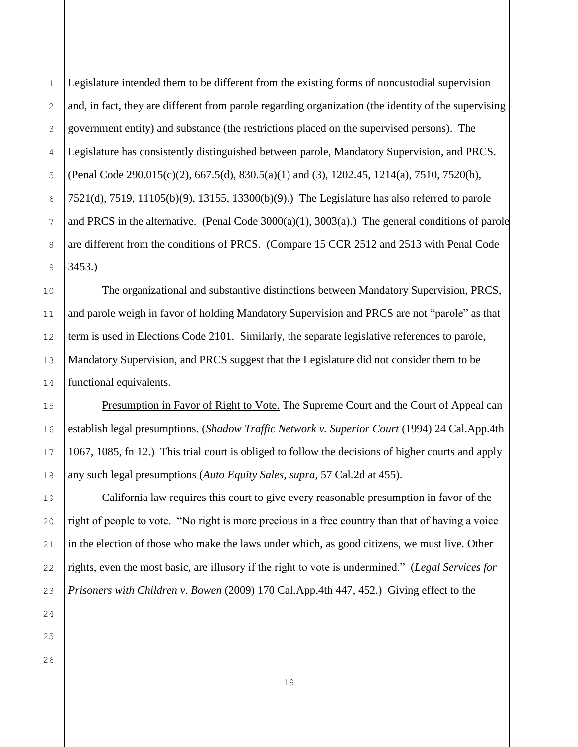Legislature intended them to be different from the existing forms of noncustodial supervision and, in fact, they are different from parole regarding organization (the identity of the supervising government entity) and substance (the restrictions placed on the supervised persons). The Legislature has consistently distinguished between parole, Mandatory Supervision, and PRCS. (Penal Code 290.015(c)(2), 667.5(d), 830.5(a)(1) and (3), 1202.45, 1214(a), 7510, 7520(b), 7521(d), 7519, 11105(b)(9), 13155, 13300(b)(9).) The Legislature has also referred to parole and PRCS in the alternative. (Penal Code 3000(a)(1), 3003(a).) The general conditions of parole are different from the conditions of PRCS. (Compare 15 CCR 2512 and 2513 with Penal Code 3453.)

The organizational and substantive distinctions between Mandatory Supervision, PRCS, and parole weigh in favor of holding Mandatory Supervision and PRCS are not "parole" as that term is used in Elections Code 2101. Similarly, the separate legislative references to parole, Mandatory Supervision, and PRCS suggest that the Legislature did not consider them to be functional equivalents.

<u>Presumption in Favor of Right to Vote.</u> The Supreme Court and the Court of Appeal can establish legal presumptions. (*Shadow Traffic Network v. Superior Court* (1994) 24 Cal.App.4th 1067, 1085, fn 12.) This trial court is obliged to follow the decisions of higher courts and apply any such legal presumptions (*Auto Equity Sales, supra*, 57 Cal.2d at 455).

California law requires this court to give every reasonable presumption in favor of the right of people to vote. "No right is more precious in a free country than that of having a voice in the election of those who make the laws under which, as good citizens, we must live. Other rights, even the most basic, are illusory if the right to vote is undermined." (*Legal Services for Prisoners with Children v. Bowen* (2009) 170 Cal.App.4th 447, 452.) Giving effect to the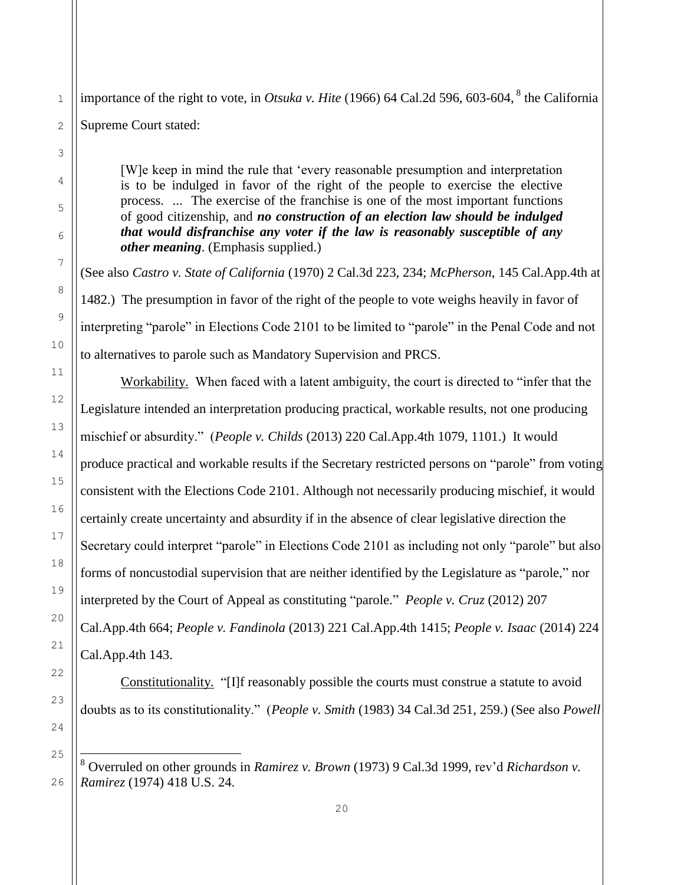importance of the right to vote, in *Otsuka v. Hite* (1966) 64 Cal.2d 596, 603-604,[8] the California Supreme Court stated:

> [W]e keep in mind the rule that 'every reasonable presumption and interpretation is to be indulged in favor of the right of the people to exercise the elective process. ... The exercise of the franchise is one of the most important functions of good citizenship, and ***no construction of an election law should be indulged that would disfranchise any voter if the law is reasonably susceptible of any other meaning***. (Emphasis supplied.)

(See also *Castro v. State of California* (1970) 2 Cal.3d 223, 234; *McPherson*, 145 Cal.App.4th at 1482.) The presumption in favor of the right of the people to vote weighs heavily in favor of interpreting "parole" in Elections Code 2101 to be limited to "parole" in the Penal Code and not to alternatives to parole such as Mandatory Supervision and PRCS.

Workability. When faced with a latent ambiguity, the court is directed to "infer that the Legislature intended an interpretation producing practical, workable results, not one producing mischief or absurdity." (*People v. Childs* (2013) 220 Cal.App.4th 1079, 1101.) It would produce practical and workable results if the Secretary restricted persons on "parole" from voting consistent with the Elections Code 2101. Although not necessarily producing mischief, it would certainly create uncertainty and absurdity if in the absence of clear legislative direction the Secretary could interpret "parole" in Elections Code 2101 as including not only "parole" but also forms of noncustodial supervision that are neither identified by the Legislature as "parole," nor interpreted by the Court of Appeal as constituting "parole." *People v. Cruz* (2012) 207 Cal.App.4th 664; *People v. Fandinola* (2013) 221 Cal.App.4th 1415; *People v. Isaac* (2014) 224 Cal.App.4th 143.

Constitutionality. "[I]f reasonably possible the courts must construe a statute to avoid doubts as to its constitutionality." (*People v. Smith* (1983) 34 Cal.3d 251, 259.) (See also *Powell*

---

[8] Overruled on other grounds in *Ramirez v. Brown* (1973) 9 Cal.3d 1999, rev'd *Richardson v. Ramirez* (1974) 418 U.S. 24.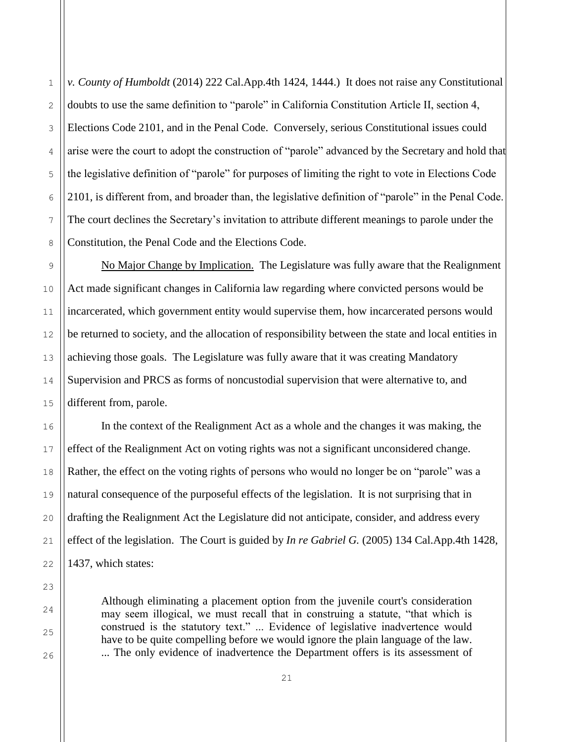*v. County of Humboldt* (2014) 222 Cal.App.4th 1424, 1444.) It does not raise any Constitutional doubts to use the same definition to "parole" in California Constitution Article II, section 4, Elections Code 2101, and in the Penal Code. Conversely, serious Constitutional issues could arise were the court to adopt the construction of "parole" advanced by the Secretary and hold that the legislative definition of "parole" for purposes of limiting the right to vote in Elections Code 2101, is different from, and broader than, the legislative definition of "parole" in the Penal Code. The court declines the Secretary's invitation to attribute different meanings to parole under the Constitution, the Penal Code and the Elections Code.

<u>No Major Change by Implication.</u> The Legislature was fully aware that the Realignment Act made significant changes in California law regarding where convicted persons would be incarcerated, which government entity would supervise them, how incarcerated persons would be returned to society, and the allocation of responsibility between the state and local entities in achieving those goals. The Legislature was fully aware that it was creating Mandatory Supervision and PRCS as forms of noncustodial supervision that were alternative to, and different from, parole.

In the context of the Realignment Act as a whole and the changes it was making, the effect of the Realignment Act on voting rights was not a significant unconsidered change. Rather, the effect on the voting rights of persons who would no longer be on "parole" was a natural consequence of the purposeful effects of the legislation. It is not surprising that in drafting the Realignment Act the Legislature did not anticipate, consider, and address every effect of the legislation. The Court is guided by *In re Gabriel G.* (2005) 134 Cal.App.4th 1428, 1437, which states:

> Although eliminating a placement option from the juvenile court's consideration may seem illogical, we must recall that in construing a statute, "that which is construed is the statutory text." ... Evidence of legislative inadvertence would have to be quite compelling before we would ignore the plain language of the law. ... The only evidence of inadvertence the Department offers is its assessment of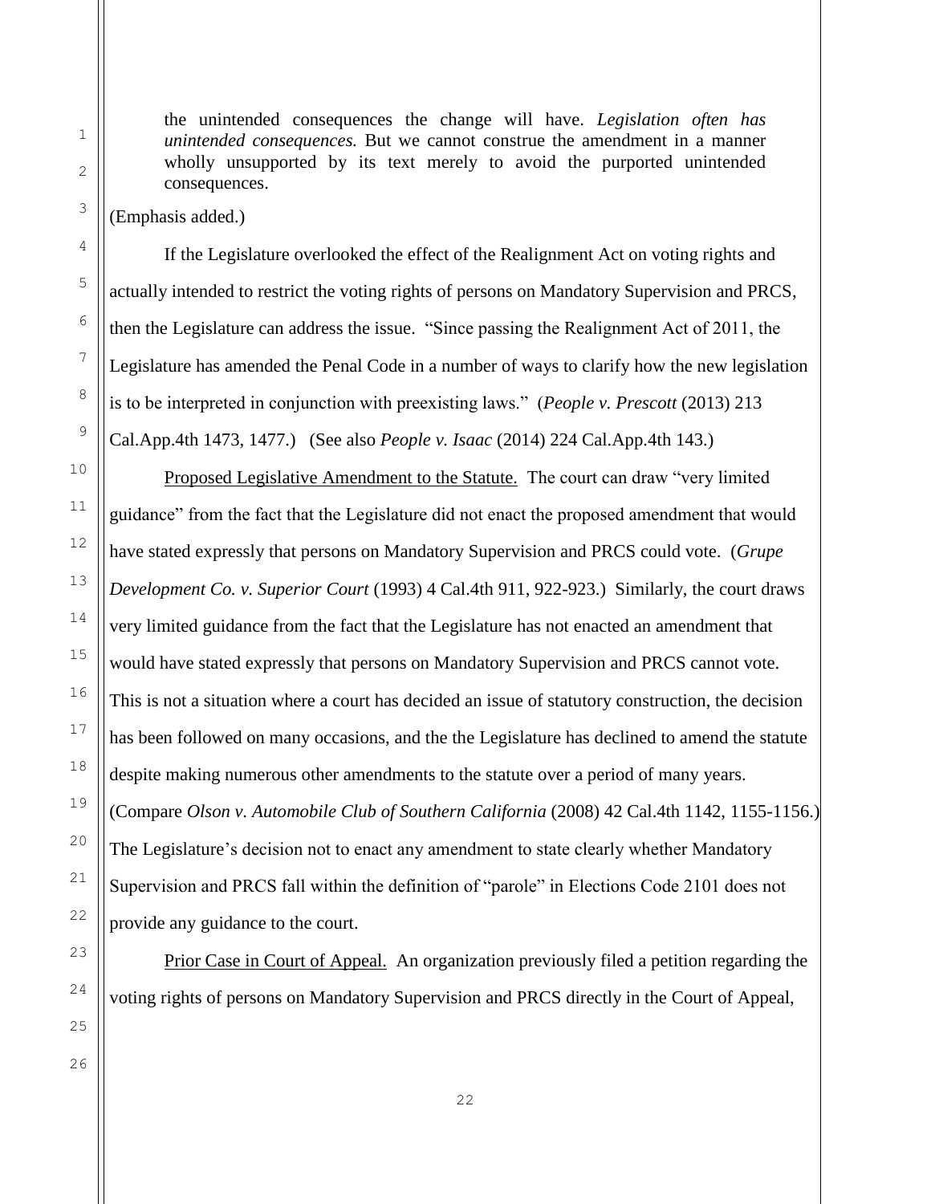> the unintended consequences the change will have. *Legislation often has unintended consequences.* But we cannot construe the amendment in a manner wholly unsupported by its text merely to avoid the purported unintended consequences.

(Emphasis added.)

If the Legislature overlooked the effect of the Realignment Act on voting rights and actually intended to restrict the voting rights of persons on Mandatory Supervision and PRCS, then the Legislature can address the issue. "Since passing the Realignment Act of 2011, the Legislature has amended the Penal Code in a number of ways to clarify how the new legislation is to be interpreted in conjunction with preexisting laws." (*People v. Prescott* (2013) 213 Cal.App.4th 1473, 1477.) (See also *People v. Isaac* (2014) 224 Cal.App.4th 143.)

Proposed Legislative Amendment to the Statute. The court can draw "very limited guidance" from the fact that the Legislature did not enact the proposed amendment that would have stated expressly that persons on Mandatory Supervision and PRCS could vote. (*Grupe Development Co. v. Superior Court* (1993) 4 Cal.4th 911, 922-923.) Similarly, the court draws very limited guidance from the fact that the Legislature has not enacted an amendment that would have stated expressly that persons on Mandatory Supervision and PRCS cannot vote. This is not a situation where a court has decided an issue of statutory construction, the decision has been followed on many occasions, and the the Legislature has declined to amend the statute despite making numerous other amendments to the statute over a period of many years. (Compare *Olson v. Automobile Club of Southern California* (2008) 42 Cal.4th 1142, 1155-1156.) The Legislature's decision not to enact any amendment to state clearly whether Mandatory Supervision and PRCS fall within the definition of "parole" in Elections Code 2101 does not provide any guidance to the court.

Prior Case in Court of Appeal. An organization previously filed a petition regarding the voting rights of persons on Mandatory Supervision and PRCS directly in the Court of Appeal,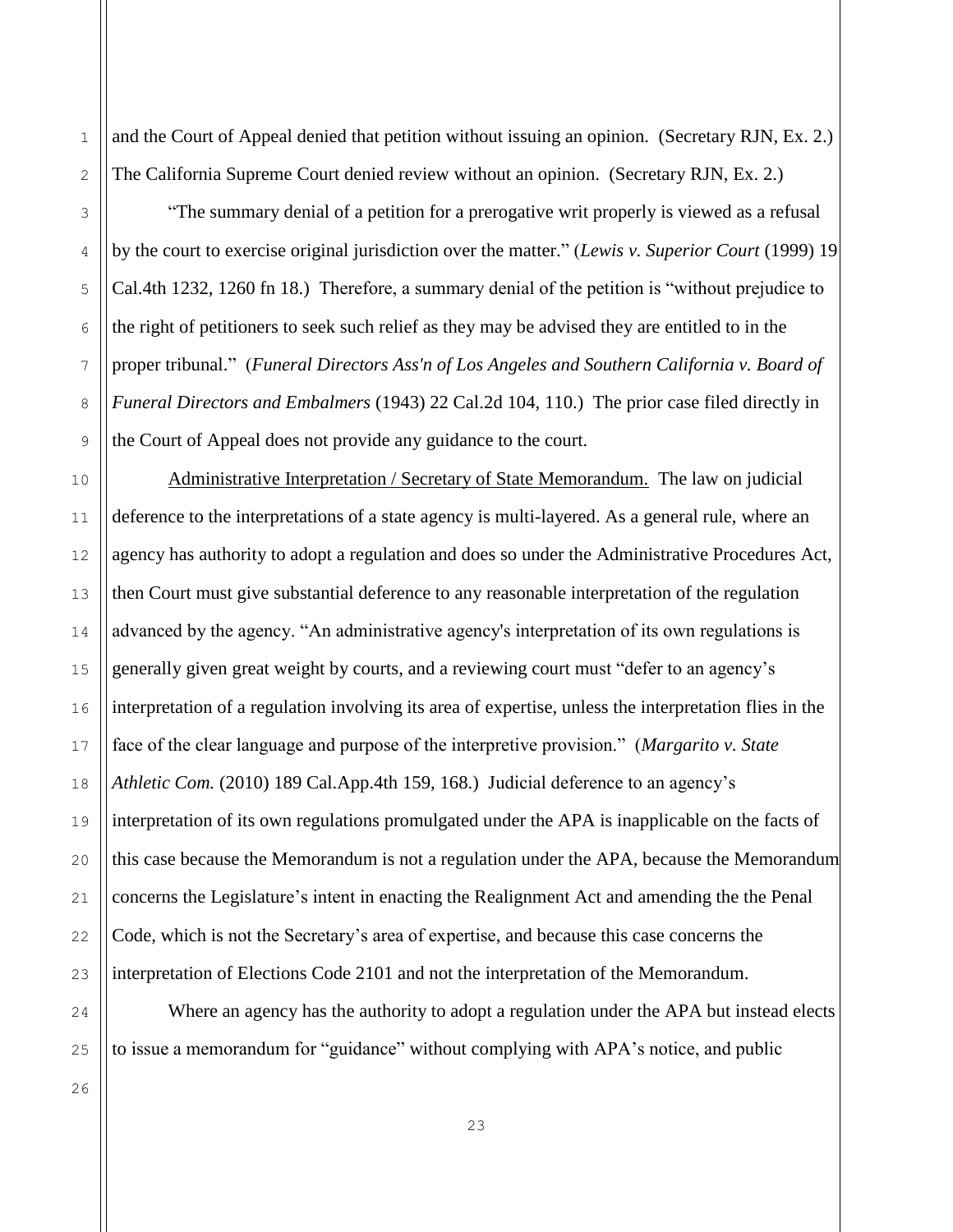and the Court of Appeal denied that petition without issuing an opinion. (Secretary RJN, Ex. 2.) The California Supreme Court denied review without an opinion. (Secretary RJN, Ex. 2.)

"The summary denial of a petition for a prerogative writ properly is viewed as a refusal by the court to exercise original jurisdiction over the matter." (*Lewis v. Superior Court* (1999) 19 Cal.4th 1232, 1260 fn 18.) Therefore, a summary denial of the petition is "without prejudice to the right of petitioners to seek such relief as they may be advised they are entitled to in the proper tribunal." (*Funeral Directors Ass'n of Los Angeles and Southern California v. Board of Funeral Directors and Embalmers* (1943) 22 Cal.2d 104, 110.) The prior case filed directly in the Court of Appeal does not provide any guidance to the court.

<u>Administrative Interpretation / Secretary of State Memorandum.</u> The law on judicial deference to the interpretations of a state agency is multi-layered. As a general rule, where an agency has authority to adopt a regulation and does so under the Administrative Procedures Act, then Court must give substantial deference to any reasonable interpretation of the regulation advanced by the agency. "An administrative agency's interpretation of its own regulations is generally given great weight by courts, and a reviewing court must "defer to an agency's interpretation of a regulation involving its area of expertise, unless the interpretation flies in the face of the clear language and purpose of the interpretive provision." (*Margarito v. State Athletic Com.* (2010) 189 Cal.App.4th 159, 168.) Judicial deference to an agency's interpretation of its own regulations promulgated under the APA is inapplicable on the facts of this case because the Memorandum is not a regulation under the APA, because the Memorandum concerns the Legislature's intent in enacting the Realignment Act and amending the the Penal Code, which is not the Secretary's area of expertise, and because this case concerns the interpretation of Elections Code 2101 and not the interpretation of the Memorandum.

Where an agency has the authority to adopt a regulation under the APA but instead elects to issue a memorandum for "guidance" without complying with APA's notice, and public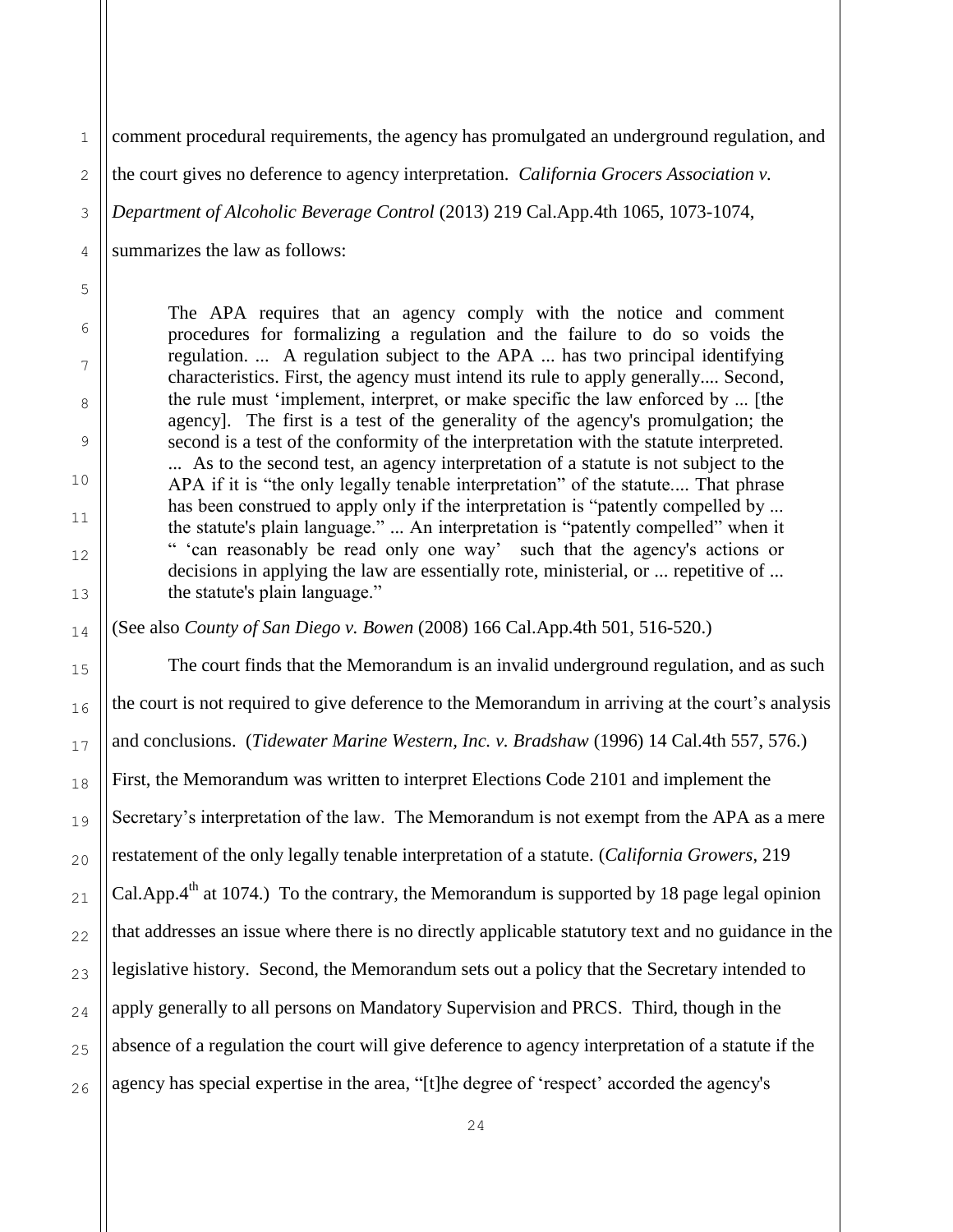comment procedural requirements, the agency has promulgated an underground regulation, and the court gives no deference to agency interpretation. *California Grocers Association v. Department of Alcoholic Beverage Control* (2013) 219 Cal.App.4th 1065, 1073-1074, summarizes the law as follows:

> The APA requires that an agency comply with the notice and comment procedures for formalizing a regulation and the failure to do so voids the regulation. ... A regulation subject to the APA ... has two principal identifying characteristics. First, the agency must intend its rule to apply generally.... Second, the rule must 'implement, interpret, or make specific the law enforced by ... [the agency]. The first is a test of the generality of the agency's promulgation; the second is a test of the conformity of the interpretation with the statute interpreted. ... As to the second test, an agency interpretation of a statute is not subject to the APA if it is "the only legally tenable interpretation" of the statute.... That phrase has been construed to apply only if the interpretation is "patently compelled by ... the statute's plain language." ... An interpretation is "patently compelled" when it " 'can reasonably be read only one way' such that the agency's actions or decisions in applying the law are essentially rote, ministerial, or ... repetitive of ... the statute's plain language."

(See also *County of San Diego v. Bowen* (2008) 166 Cal.App.4th 501, 516-520.)

The court finds that the Memorandum is an invalid underground regulation, and as such the court is not required to give deference to the Memorandum in arriving at the court's analysis and conclusions. (*Tidewater Marine Western, Inc. v. Bradshaw* (1996) 14 Cal.4th 557, 576.) First, the Memorandum was written to interpret Elections Code 2101 and implement the Secretary's interpretation of the law. The Memorandum is not exempt from the APA as a mere restatement of the only legally tenable interpretation of a statute. (*California Growers*, 219 Cal.App.4th at 1074.) To the contrary, the Memorandum is supported by 18 page legal opinion that addresses an issue where there is no directly applicable statutory text and no guidance in the legislative history. Second, the Memorandum sets out a policy that the Secretary intended to apply generally to all persons on Mandatory Supervision and PRCS. Third, though in the absence of a regulation the court will give deference to agency interpretation of a statute if the agency has special expertise in the area, "[t]he degree of 'respect' accorded the agency's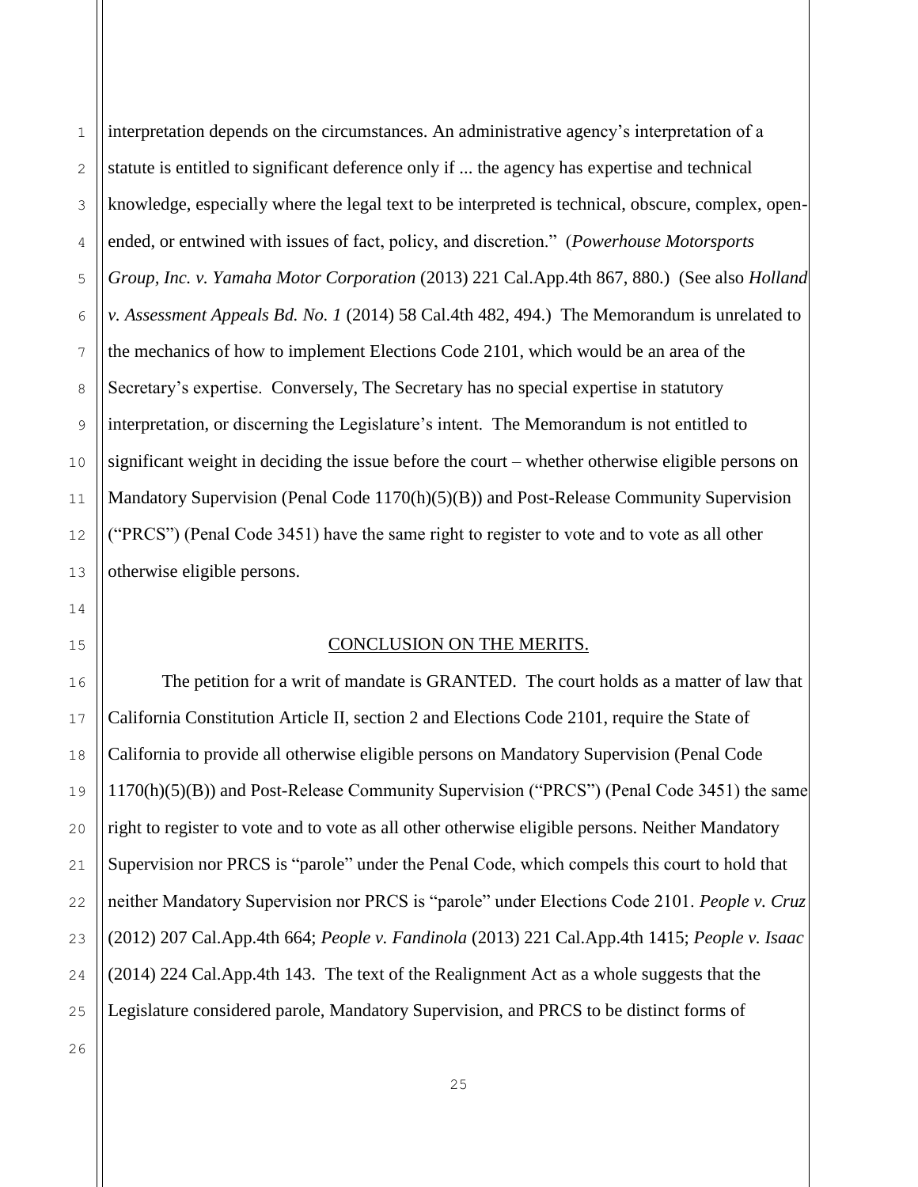interpretation depends on the circumstances. An administrative agency's interpretation of a statute is entitled to significant deference only if ... the agency has expertise and technical knowledge, especially where the legal text to be interpreted is technical, obscure, complex, open-ended, or entwined with issues of fact, policy, and discretion." (*Powerhouse Motorsports Group, Inc. v. Yamaha Motor Corporation* (2013) 221 Cal.App.4th 867, 880.) (See also *Holland v. Assessment Appeals Bd. No. 1* (2014) 58 Cal.4th 482, 494.) The Memorandum is unrelated to the mechanics of how to implement Elections Code 2101, which would be an area of the Secretary's expertise. Conversely, The Secretary has no special expertise in statutory interpretation, or discerning the Legislature's intent. The Memorandum is not entitled to significant weight in deciding the issue before the court – whether otherwise eligible persons on Mandatory Supervision (Penal Code 1170(h)(5)(B)) and Post-Release Community Supervision ("PRCS") (Penal Code 3451) have the same right to register to vote and to vote as all other otherwise eligible persons.

## CONCLUSION ON THE MERITS.

The petition for a writ of mandate is GRANTED. The court holds as a matter of law that California Constitution Article II, section 2 and Elections Code 2101, require the State of California to provide all otherwise eligible persons on Mandatory Supervision (Penal Code 1170(h)(5)(B)) and Post-Release Community Supervision ("PRCS") (Penal Code 3451) the same right to register to vote and to vote as all other otherwise eligible persons. Neither Mandatory Supervision nor PRCS is "parole" under the Penal Code, which compels this court to hold that neither Mandatory Supervision nor PRCS is "parole" under Elections Code 2101. *People v. Cruz* (2012) 207 Cal.App.4th 664; *People v. Fandinola* (2013) 221 Cal.App.4th 1415; *People v. Isaac* (2014) 224 Cal.App.4th 143. The text of the Realignment Act as a whole suggests that the Legislature considered parole, Mandatory Supervision, and PRCS to be distinct forms of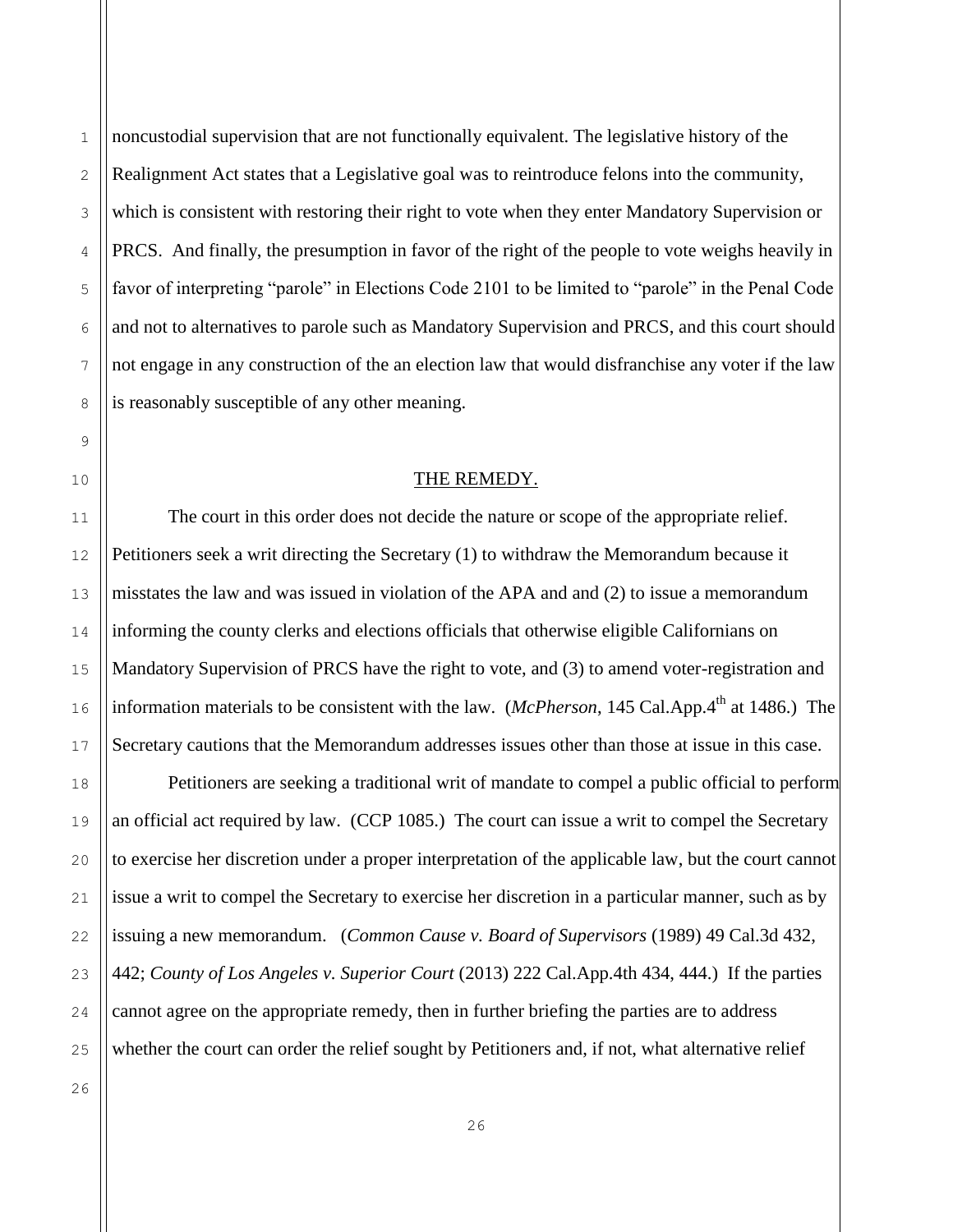noncustodial supervision that are not functionally equivalent. The legislative history of the Realignment Act states that a Legislative goal was to reintroduce felons into the community, which is consistent with restoring their right to vote when they enter Mandatory Supervision or PRCS. And finally, the presumption in favor of the right of the people to vote weighs heavily in favor of interpreting "parole" in Elections Code 2101 to be limited to "parole" in the Penal Code and not to alternatives to parole such as Mandatory Supervision and PRCS, and this court should not engage in any construction of the an election law that would disfranchise any voter if the law is reasonably susceptible of any other meaning.

## THE REMEDY.

The court in this order does not decide the nature or scope of the appropriate relief. Petitioners seek a writ directing the Secretary (1) to withdraw the Memorandum because it misstates the law and was issued in violation of the APA and and (2) to issue a memorandum informing the county clerks and elections officials that otherwise eligible Californians on Mandatory Supervision of PRCS have the right to vote, and (3) to amend voter-registration and information materials to be consistent with the law. (*McPherson*, 145 Cal.App.4th at 1486.) The Secretary cautions that the Memorandum addresses issues other than those at issue in this case.

Petitioners are seeking a traditional writ of mandate to compel a public official to perform an official act required by law. (CCP 1085.) The court can issue a writ to compel the Secretary to exercise her discretion under a proper interpretation of the applicable law, but the court cannot issue a writ to compel the Secretary to exercise her discretion in a particular manner, such as by issuing a new memorandum. (*Common Cause v. Board of Supervisors* (1989) 49 Cal.3d 432, 442; *County of Los Angeles v. Superior Court* (2013) 222 Cal.App.4th 434, 444.) If the parties cannot agree on the appropriate remedy, then in further briefing the parties are to address whether the court can order the relief sought by Petitioners and, if not, what alternative relief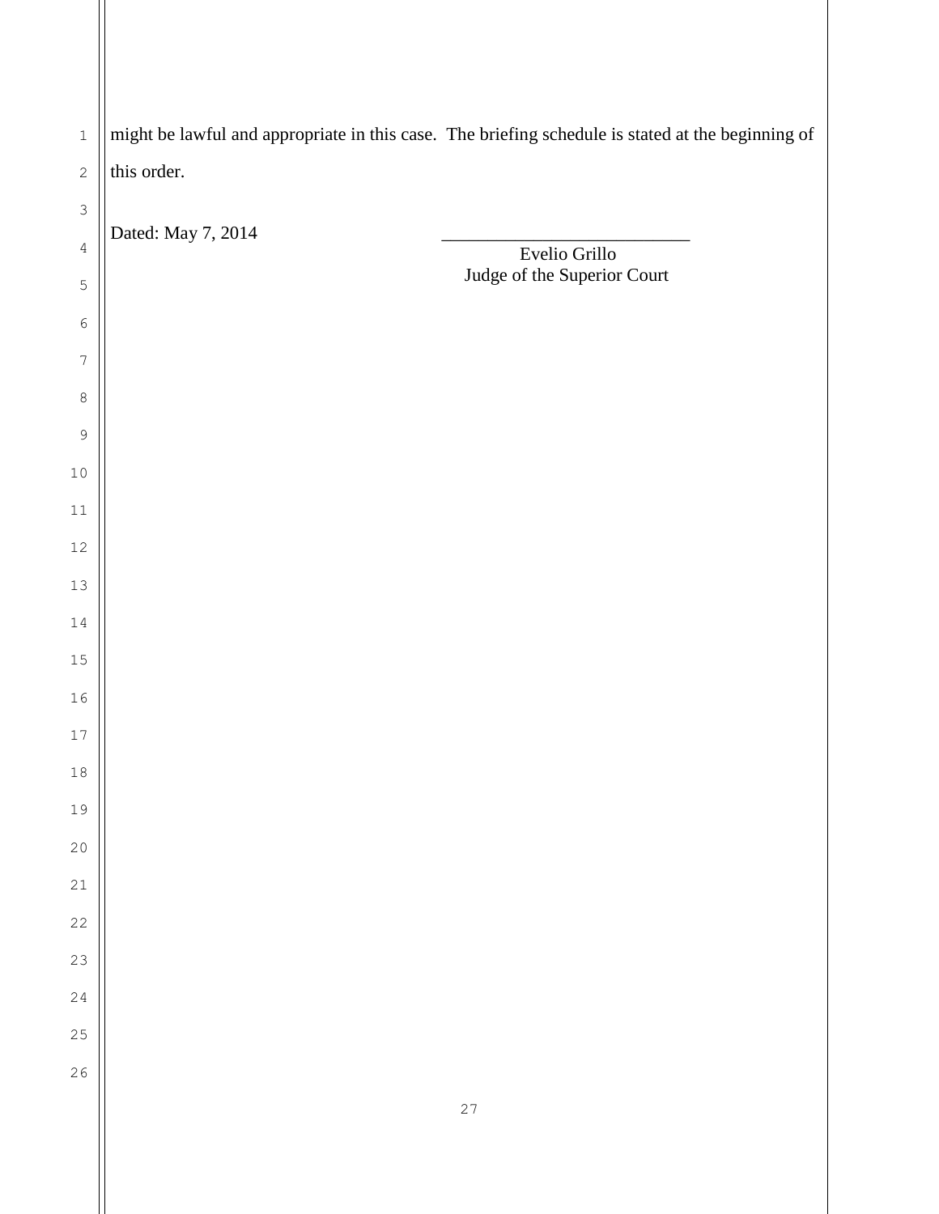might be lawful and appropriate in this case. The briefing schedule is stated at the beginning of this order.

Dated: May 7, 2014

\_\_\_\_\_\_\_\_\_\_\_\_\_\_\_\_\_\_\_\_\_\_\_\_\_\_\_

Evelio Grillo
Judge of the Superior Court